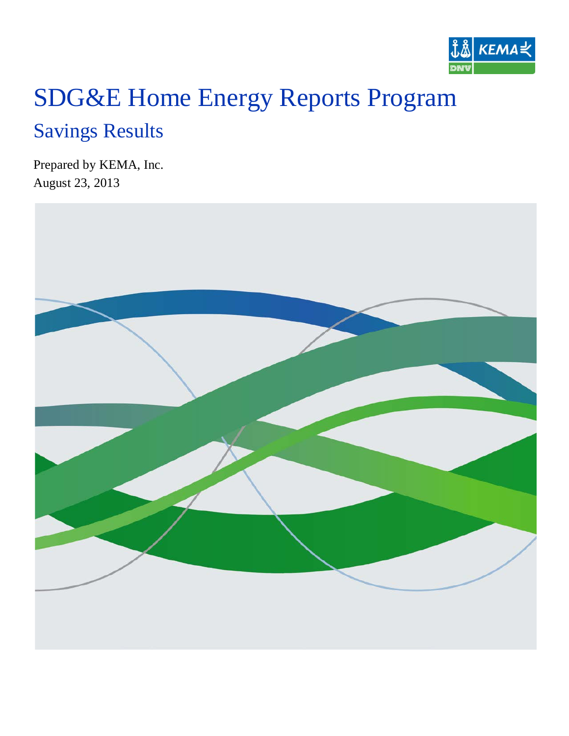# SDG&E Home Energy Reports Program

## Savings Results

Prepared by KEMA, Inc.
August 23, 2013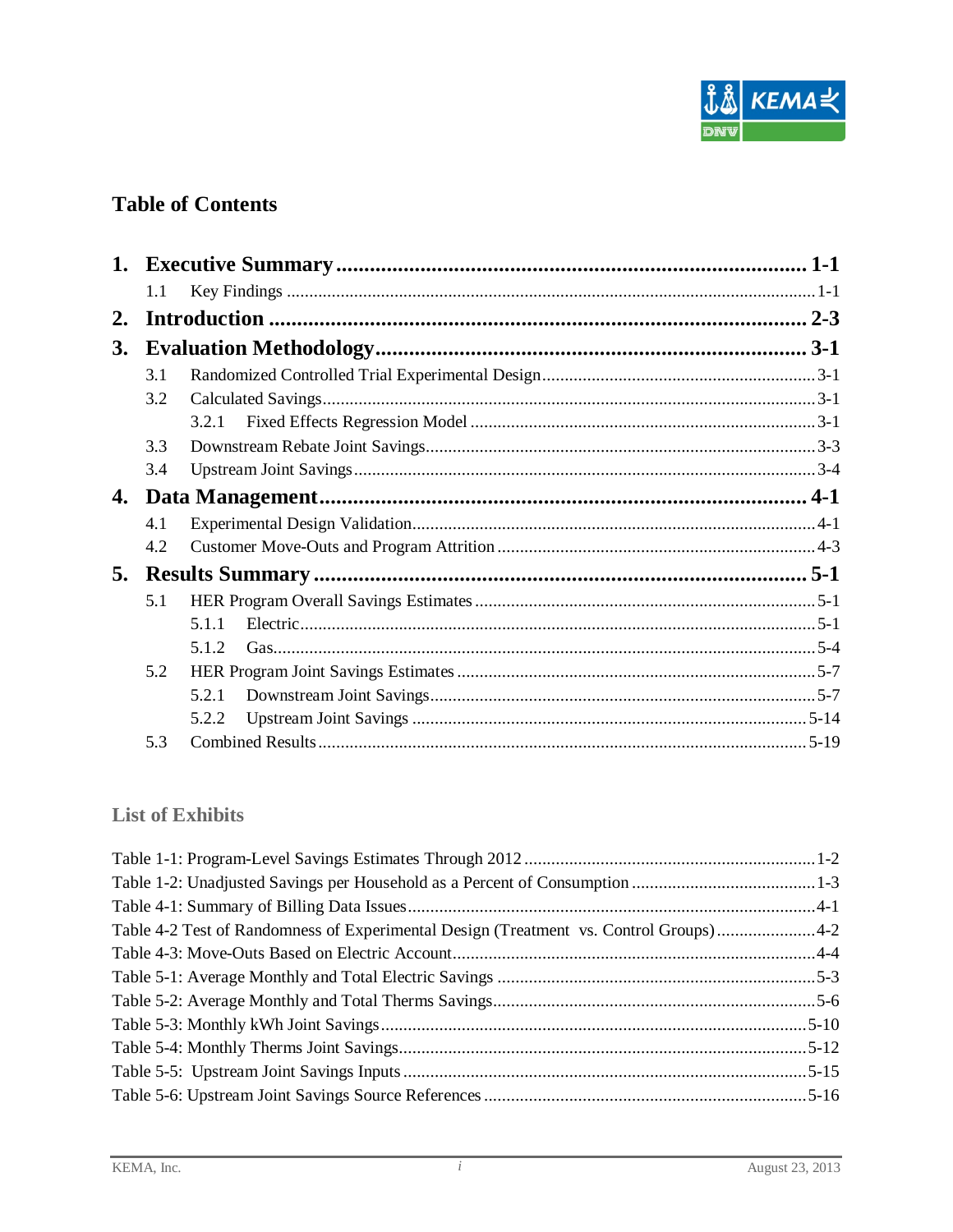## Table of Contents

1. **Executive Summary** ........ **1-1**
   - 1.1 Key Findings ........ 1-1
2. **Introduction** ........ **2-3**
3. **Evaluation Methodology** ........ **3-1**
   - 3.1 Randomized Controlled Trial Experimental Design ........ 3-1
   - 3.2 Calculated Savings ........ 3-1
     - 3.2.1 Fixed Effects Regression Model ........ 3-1
   - 3.3 Downstream Rebate Joint Savings ........ 3-3
   - 3.4 Upstream Joint Savings ........ 3-4
4. **Data Management** ........ **4-1**
   - 4.1 Experimental Design Validation ........ 4-1
   - 4.2 Customer Move-Outs and Program Attrition ........ 4-3
5. **Results Summary** ........ **5-1**
   - 5.1 HER Program Overall Savings Estimates ........ 5-1
     - 5.1.1 Electric ........ 5-1
     - 5.1.2 Gas ........ 5-4
   - 5.2 HER Program Joint Savings Estimates ........ 5-7
     - 5.2.1 Downstream Joint Savings ........ 5-7
     - 5.2.2 Upstream Joint Savings ........ 5-14
   - 5.3 Combined Results ........ 5-19

### List of Exhibits

Table 1-1: Program-Level Savings Estimates Through 2012 ........ 1-2
Table 1-2: Unadjusted Savings per Household as a Percent of Consumption ........ 1-3
Table 4-1: Summary of Billing Data Issues ........ 4-1
Table 4-2 Test of Randomness of Experimental Design (Treatment vs. Control Groups) ........ 4-2
Table 4-3: Move-Outs Based on Electric Account ........ 4-4
Table 5-1: Average Monthly and Total Electric Savings ........ 5-3
Table 5-2: Average Monthly and Total Therms Savings ........ 5-6
Table 5-3: Monthly kWh Joint Savings ........ 5-10
Table 5-4: Monthly Therms Joint Savings ........ 5-12
Table 5-5: Upstream Joint Savings Inputs ........ 5-15
Table 5-6: Upstream Joint Savings Source References ........ 5-16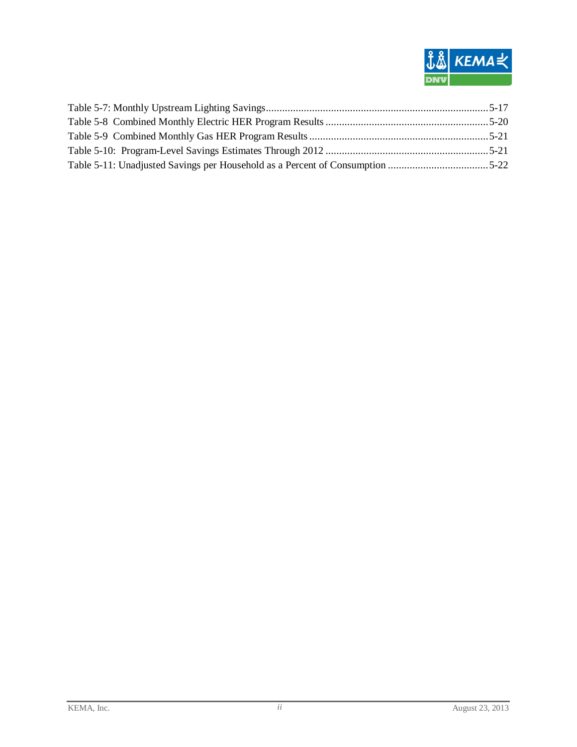Table 5-7: Monthly Upstream Lighting Savings....................................................................................5-17
Table 5-8 Combined Monthly Electric HER Program Results ............................................................5-20
Table 5-9 Combined Monthly Gas HER Program Results ..................................................................5-21
Table 5-10: Program-Level Savings Estimates Through 2012 ............................................................5-21
Table 5-11: Unadjusted Savings per Household as a Percent of Consumption ....................................5-22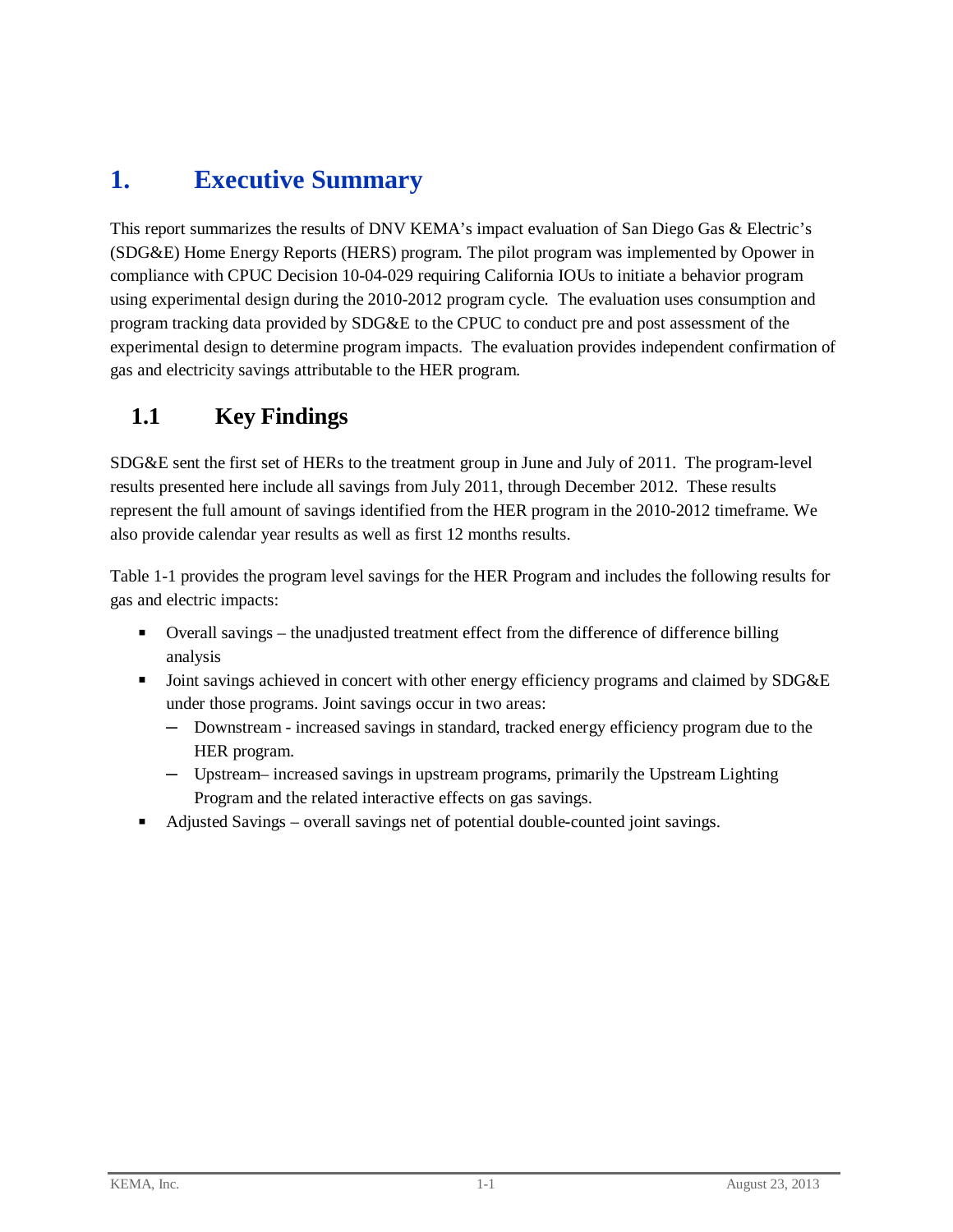# 1. Executive Summary

This report summarizes the results of DNV KEMA's impact evaluation of San Diego Gas & Electric's (SDG&E) Home Energy Reports (HERS) program. The pilot program was implemented by Opower in compliance with CPUC Decision 10-04-029 requiring California IOUs to initiate a behavior program using experimental design during the 2010-2012 program cycle. The evaluation uses consumption and program tracking data provided by SDG&E to the CPUC to conduct pre and post assessment of the experimental design to determine program impacts. The evaluation provides independent confirmation of gas and electricity savings attributable to the HER program.

## 1.1 Key Findings

SDG&E sent the first set of HERs to the treatment group in June and July of 2011. The program-level results presented here include all savings from July 2011, through December 2012. These results represent the full amount of savings identified from the HER program in the 2010-2012 timeframe. We also provide calendar year results as well as first 12 months results.

Table 1-1 provides the program level savings for the HER Program and includes the following results for gas and electric impacts:

- Overall savings – the unadjusted treatment effect from the difference of difference billing analysis
- Joint savings achieved in concert with other energy efficiency programs and claimed by SDG&E under those programs. Joint savings occur in two areas:
  - Downstream - increased savings in standard, tracked energy efficiency program due to the HER program.
  - Upstream– increased savings in upstream programs, primarily the Upstream Lighting Program and the related interactive effects on gas savings.
- Adjusted Savings – overall savings net of potential double-counted joint savings.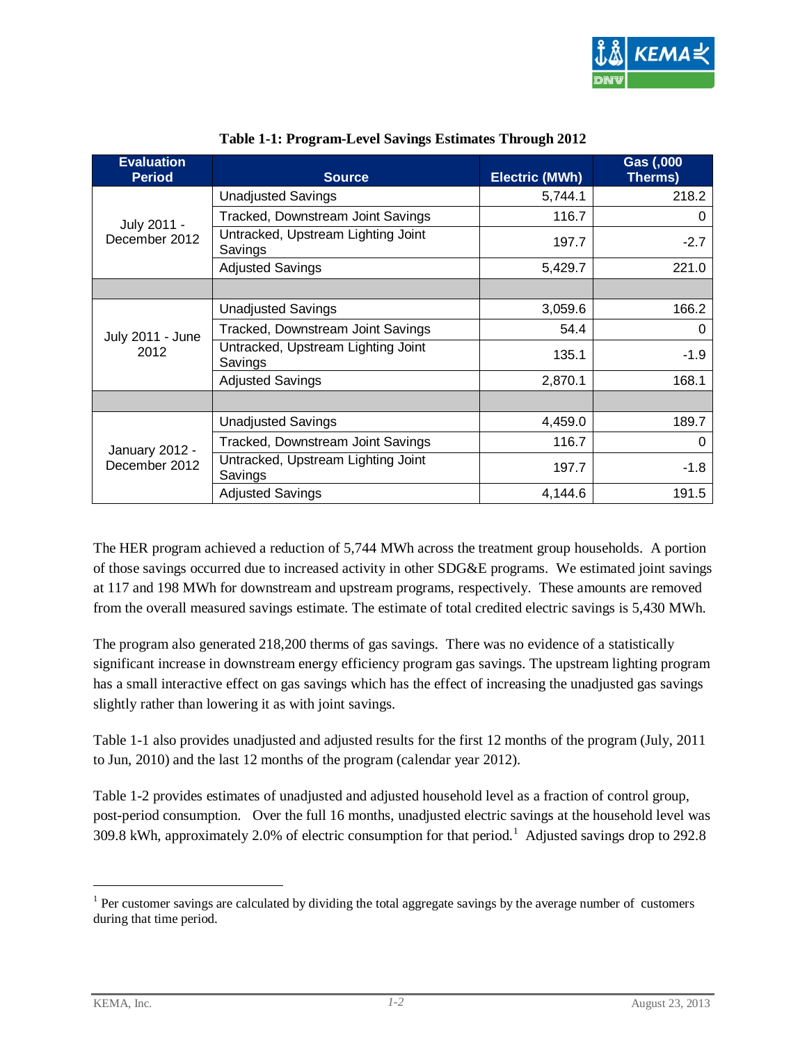**Table 1-1: Program-Level Savings Estimates Through 2012**

| Evaluation Period | Source | Electric (MWh) | Gas (,000 Therms) |
|---|---|---|---|
| July 2011 - December 2012 | Unadjusted Savings | 5,744.1 | 218.2 |
| | Tracked, Downstream Joint Savings | 116.7 | 0 |
| | Untracked, Upstream Lighting Joint Savings | 197.7 | -2.7 |
| | Adjusted Savings | 5,429.7 | 221.0 |
| | | | |
| July 2011 - June 2012 | Unadjusted Savings | 3,059.6 | 166.2 |
| | Tracked, Downstream Joint Savings | 54.4 | 0 |
| | Untracked, Upstream Lighting Joint Savings | 135.1 | -1.9 |
| | Adjusted Savings | 2,870.1 | 168.1 |
| | | | |
| January 2012 - December 2012 | Unadjusted Savings | 4,459.0 | 189.7 |
| | Tracked, Downstream Joint Savings | 116.7 | 0 |
| | Untracked, Upstream Lighting Joint Savings | 197.7 | -1.8 |
| | Adjusted Savings | 4,144.6 | 191.5 |

The HER program achieved a reduction of 5,744 MWh across the treatment group households. A portion of those savings occurred due to increased activity in other SDG&E programs. We estimated joint savings at 117 and 198 MWh for downstream and upstream programs, respectively. These amounts are removed from the overall measured savings estimate. The estimate of total credited electric savings is 5,430 MWh.

The program also generated 218,200 therms of gas savings. There was no evidence of a statistically significant increase in downstream energy efficiency program gas savings. The upstream lighting program has a small interactive effect on gas savings which has the effect of increasing the unadjusted gas savings slightly rather than lowering it as with joint savings.

Table 1-1 also provides unadjusted and adjusted results for the first 12 months of the program (July, 2011 to Jun, 2010) and the last 12 months of the program (calendar year 2012).

Table 1-2 provides estimates of unadjusted and adjusted household level as a fraction of control group, post-period consumption. Over the full 16 months, unadjusted electric savings at the household level was 309.8 kWh, approximately 2.0% of electric consumption for that period.[1] Adjusted savings drop to 292.8

[1] Per customer savings are calculated by dividing the total aggregate savings by the average number of customers during that time period.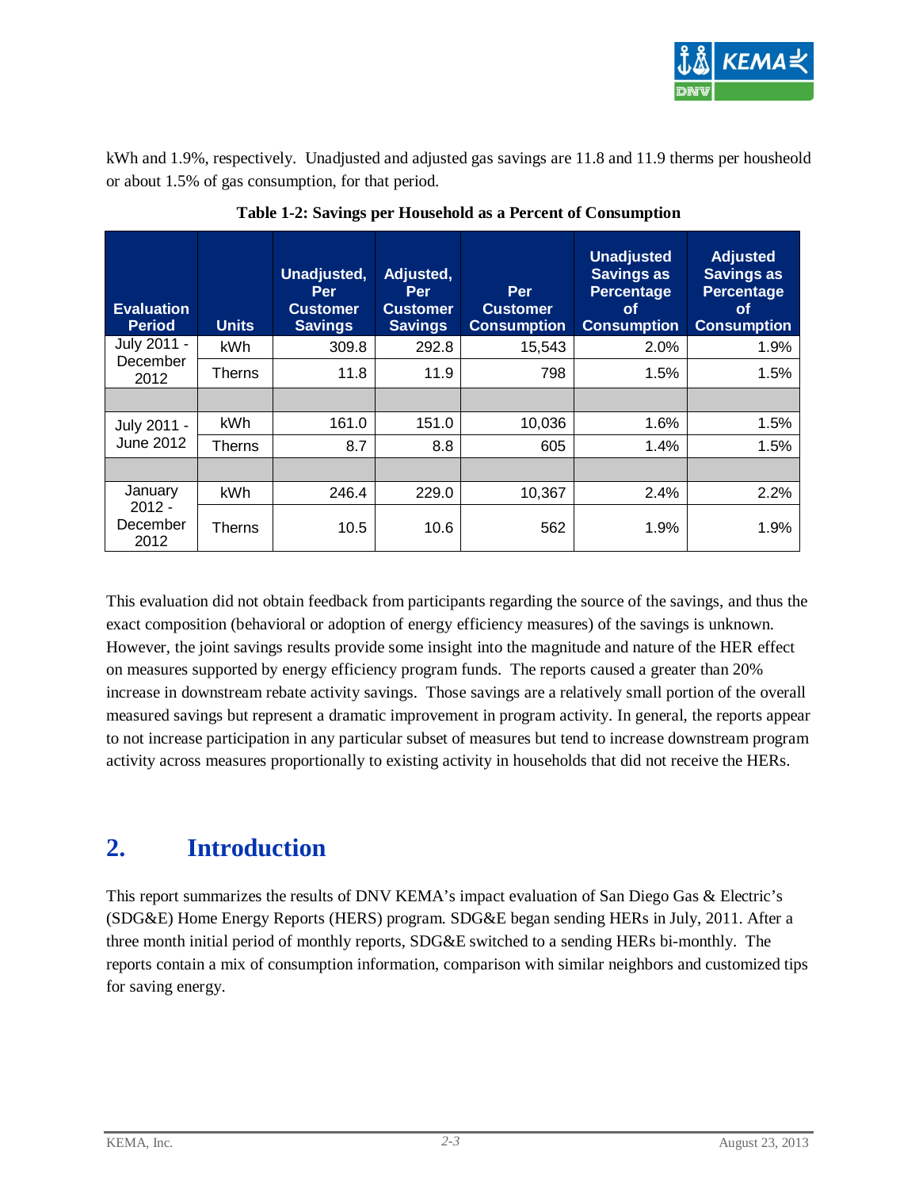kWh and 1.9%, respectively. Unadjusted and adjusted gas savings are 11.8 and 11.9 therms per housheold or about 1.5% of gas consumption, for that period.

**Table 1-2: Savings per Household as a Percent of Consumption**

| Evaluation Period | Units | Unadjusted, Per Customer Savings | Adjusted, Per Customer Savings | Per Customer Consumption | Unadjusted Savings as Percentage of Consumption | Adjusted Savings as Percentage of Consumption |
|---|---|---|---|---|---|---|
| July 2011 - December 2012 | kWh | 309.8 | 292.8 | 15,543 | 2.0% | 1.9% |
| | Therns | 11.8 | 11.9 | 798 | 1.5% | 1.5% |
| | | | | | | |
| July 2011 - June 2012 | kWh | 161.0 | 151.0 | 10,036 | 1.6% | 1.5% |
| | Therns | 8.7 | 8.8 | 605 | 1.4% | 1.5% |
| | | | | | | |
| January 2012 - December 2012 | kWh | 246.4 | 229.0 | 10,367 | 2.4% | 2.2% |
| | Therns | 10.5 | 10.6 | 562 | 1.9% | 1.9% |

This evaluation did not obtain feedback from participants regarding the source of the savings, and thus the exact composition (behavioral or adoption of energy efficiency measures) of the savings is unknown. However, the joint savings results provide some insight into the magnitude and nature of the HER effect on measures supported by energy efficiency program funds. The reports caused a greater than 20% increase in downstream rebate activity savings. Those savings are a relatively small portion of the overall measured savings but represent a dramatic improvement in program activity. In general, the reports appear to not increase participation in any particular subset of measures but tend to increase downstream program activity across measures proportionally to existing activity in households that did not receive the HERs.

# 2. Introduction

This report summarizes the results of DNV KEMA's impact evaluation of San Diego Gas & Electric's (SDG&E) Home Energy Reports (HERS) program. SDG&E began sending HERs in July, 2011. After a three month initial period of monthly reports, SDG&E switched to a sending HERs bi-monthly. The reports contain a mix of consumption information, comparison with similar neighbors and customized tips for saving energy.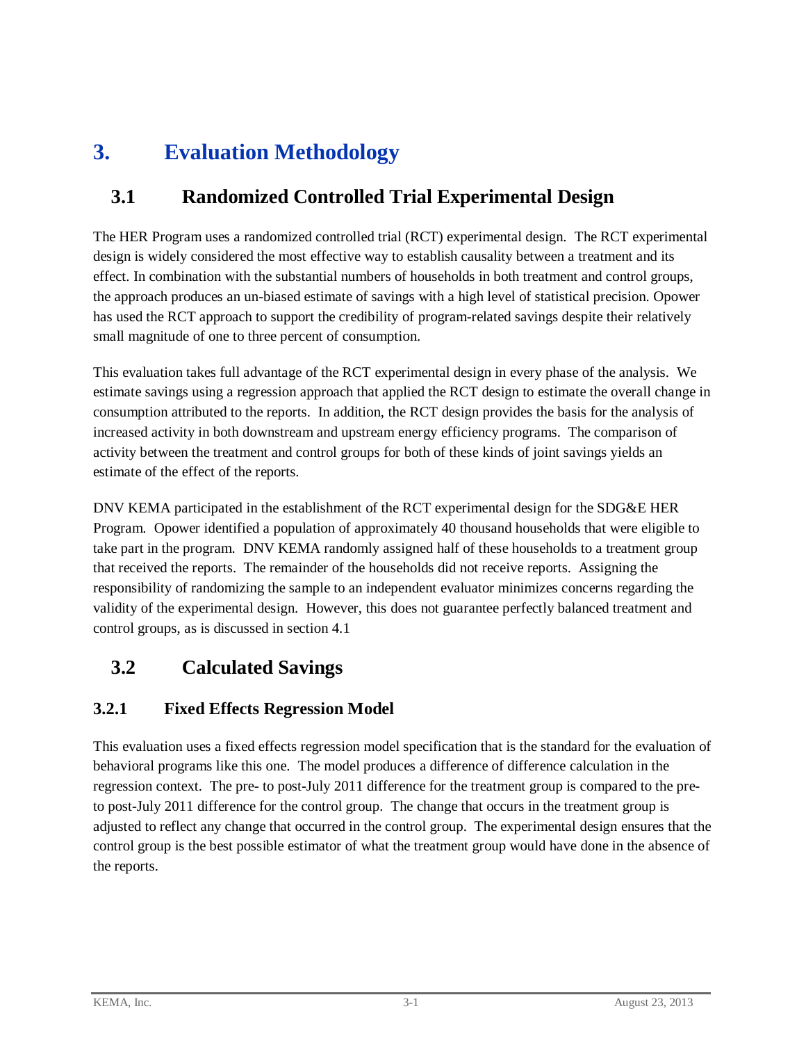# 3. Evaluation Methodology

## 3.1 Randomized Controlled Trial Experimental Design

The HER Program uses a randomized controlled trial (RCT) experimental design. The RCT experimental design is widely considered the most effective way to establish causality between a treatment and its effect. In combination with the substantial numbers of households in both treatment and control groups, the approach produces an un-biased estimate of savings with a high level of statistical precision. Opower has used the RCT approach to support the credibility of program-related savings despite their relatively small magnitude of one to three percent of consumption.

This evaluation takes full advantage of the RCT experimental design in every phase of the analysis. We estimate savings using a regression approach that applied the RCT design to estimate the overall change in consumption attributed to the reports. In addition, the RCT design provides the basis for the analysis of increased activity in both downstream and upstream energy efficiency programs. The comparison of activity between the treatment and control groups for both of these kinds of joint savings yields an estimate of the effect of the reports.

DNV KEMA participated in the establishment of the RCT experimental design for the SDG&E HER Program. Opower identified a population of approximately 40 thousand households that were eligible to take part in the program. DNV KEMA randomly assigned half of these households to a treatment group that received the reports. The remainder of the households did not receive reports. Assigning the responsibility of randomizing the sample to an independent evaluator minimizes concerns regarding the validity of the experimental design. However, this does not guarantee perfectly balanced treatment and control groups, as is discussed in section 4.1

## 3.2 Calculated Savings

### 3.2.1 Fixed Effects Regression Model

This evaluation uses a fixed effects regression model specification that is the standard for the evaluation of behavioral programs like this one. The model produces a difference of difference calculation in the regression context. The pre- to post-July 2011 difference for the treatment group is compared to the pre-to post-July 2011 difference for the control group. The change that occurs in the treatment group is adjusted to reflect any change that occurred in the control group. The experimental design ensures that the control group is the best possible estimator of what the treatment group would have done in the absence of the reports.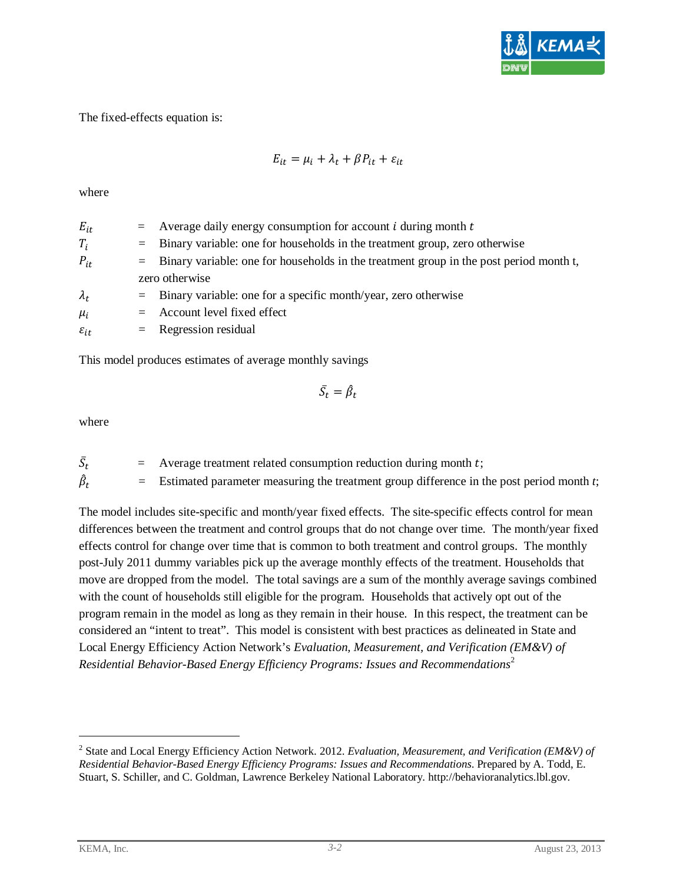The fixed-effects equation is:

$$E_{it} = \mu_i + \lambda_t + \beta P_{it} + \varepsilon_{it}$$

where

$E_{it}$ = Average daily energy consumption for account $i$ during month $t$

$T_i$ = Binary variable: one for households in the treatment group, zero otherwise

$P_{it}$ = Binary variable: one for households in the treatment group in the post period month t, zero otherwise

$\lambda_t$ = Binary variable: one for a specific month/year, zero otherwise

$\mu_i$ = Account level fixed effect

$\varepsilon_{it}$ = Regression residual

This model produces estimates of average monthly savings

$$\bar{S}_t = \hat{\beta}_t$$

where

$\bar{S}_t$ = Average treatment related consumption reduction during month $t$;

$\hat{\beta}_t$ = Estimated parameter measuring the treatment group difference in the post period month $t$;

The model includes site-specific and month/year fixed effects. The site-specific effects control for mean differences between the treatment and control groups that do not change over time. The month/year fixed effects control for change over time that is common to both treatment and control groups. The monthly post-July 2011 dummy variables pick up the average monthly effects of the treatment. Households that move are dropped from the model. The total savings are a sum of the monthly average savings combined with the count of households still eligible for the program. Households that actively opt out of the program remain in the model as long as they remain in their house. In this respect, the treatment can be considered an "intent to treat". This model is consistent with best practices as delineated in State and Local Energy Efficiency Action Network's *Evaluation, Measurement, and Verification (EM&V) of Residential Behavior-Based Energy Efficiency Programs: Issues and Recommendations*[2]

---

[2] State and Local Energy Efficiency Action Network. 2012. *Evaluation, Measurement, and Verification (EM&V) of Residential Behavior-Based Energy Efficiency Programs: Issues and Recommendations.* Prepared by A. Todd, E. Stuart, S. Schiller, and C. Goldman, Lawrence Berkeley National Laboratory. http://behavioranalytics.lbl.gov.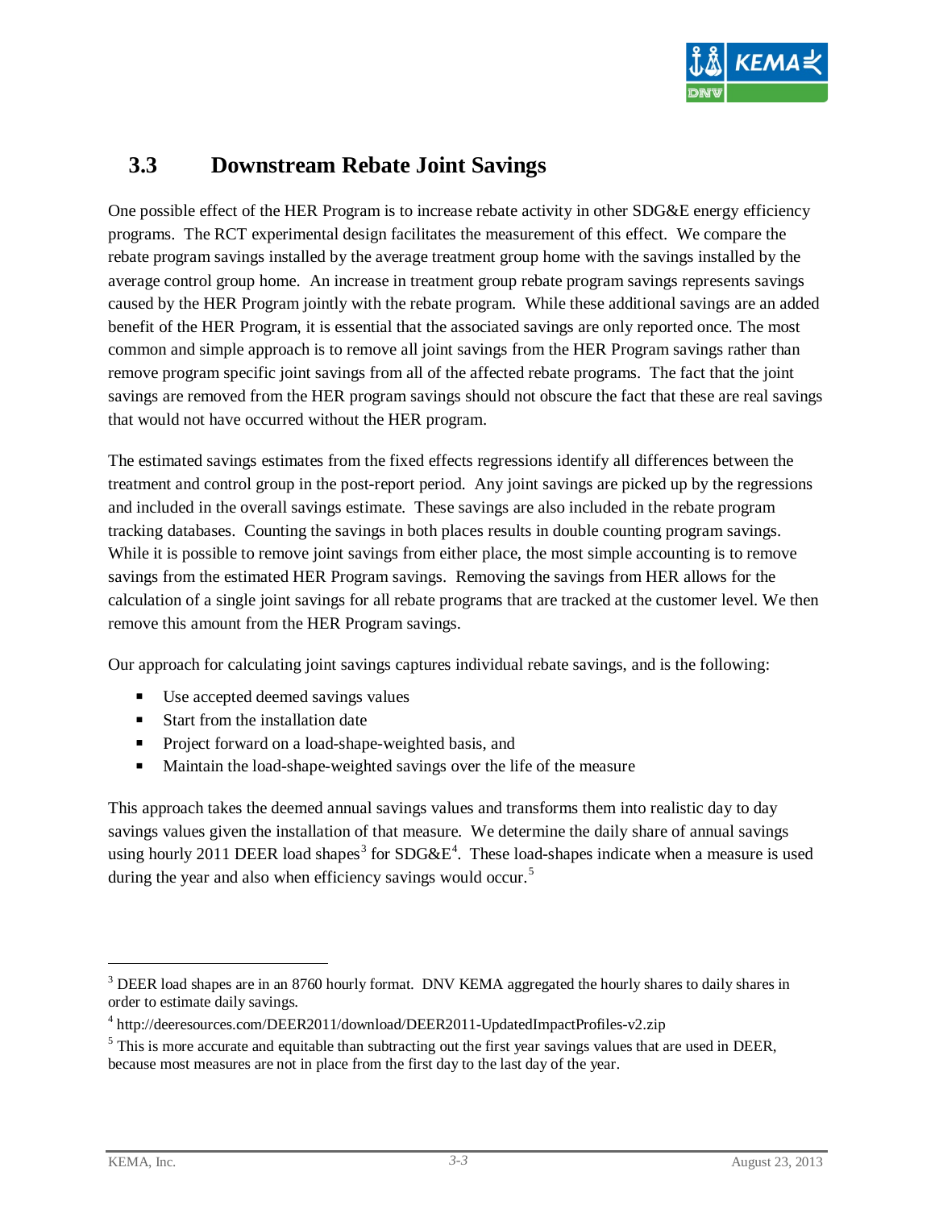## 3.3 Downstream Rebate Joint Savings

One possible effect of the HER Program is to increase rebate activity in other SDG&E energy efficiency programs. The RCT experimental design facilitates the measurement of this effect. We compare the rebate program savings installed by the average treatment group home with the savings installed by the average control group home. An increase in treatment group rebate program savings represents savings caused by the HER Program jointly with the rebate program. While these additional savings are an added benefit of the HER Program, it is essential that the associated savings are only reported once. The most common and simple approach is to remove all joint savings from the HER Program savings rather than remove program specific joint savings from all of the affected rebate programs. The fact that the joint savings are removed from the HER program savings should not obscure the fact that these are real savings that would not have occurred without the HER program.

The estimated savings estimates from the fixed effects regressions identify all differences between the treatment and control group in the post-report period. Any joint savings are picked up by the regressions and included in the overall savings estimate. These savings are also included in the rebate program tracking databases. Counting the savings in both places results in double counting program savings. While it is possible to remove joint savings from either place, the most simple accounting is to remove savings from the estimated HER Program savings. Removing the savings from HER allows for the calculation of a single joint savings for all rebate programs that are tracked at the customer level. We then remove this amount from the HER Program savings.

Our approach for calculating joint savings captures individual rebate savings, and is the following:

- Use accepted deemed savings values
- Start from the installation date
- Project forward on a load-shape-weighted basis, and
- Maintain the load-shape-weighted savings over the life of the measure

This approach takes the deemed annual savings values and transforms them into realistic day to day savings values given the installation of that measure. We determine the daily share of annual savings using hourly 2011 DEER load shapes[3] for SDG&E[4]. These load-shapes indicate when a measure is used during the year and also when efficiency savings would occur.[5]

---

[3] DEER load shapes are in an 8760 hourly format. DNV KEMA aggregated the hourly shares to daily shares in order to estimate daily savings.

[4] http://deeresources.com/DEER2011/download/DEER2011-UpdatedImpactProfiles-v2.zip

[5] This is more accurate and equitable than subtracting out the first year savings values that are used in DEER, because most measures are not in place from the first day to the last day of the year.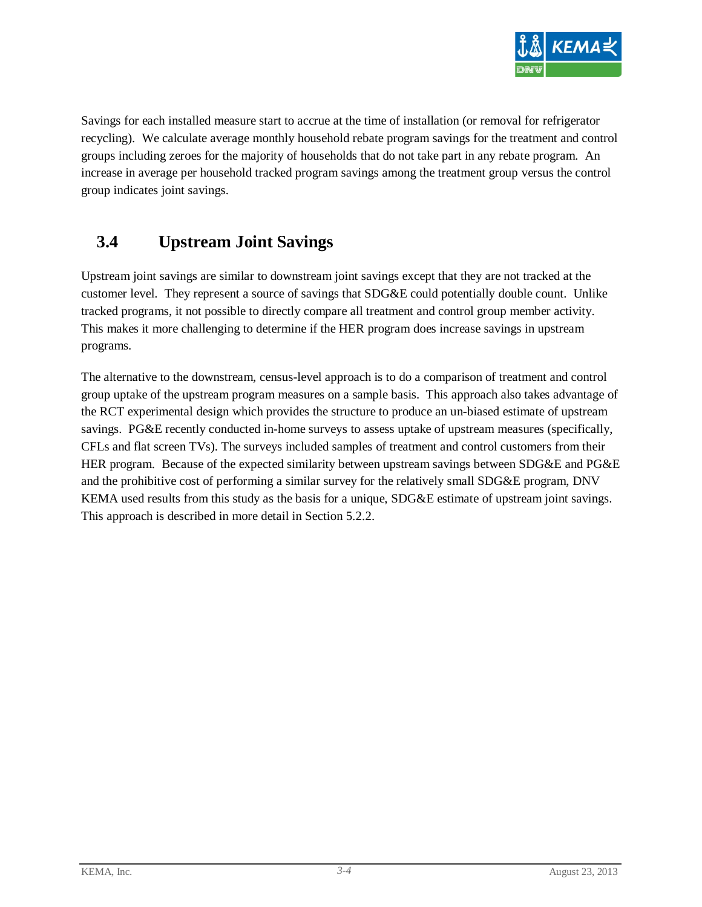Savings for each installed measure start to accrue at the time of installation (or removal for refrigerator recycling). We calculate average monthly household rebate program savings for the treatment and control groups including zeroes for the majority of households that do not take part in any rebate program. An increase in average per household tracked program savings among the treatment group versus the control group indicates joint savings.

## 3.4 Upstream Joint Savings

Upstream joint savings are similar to downstream joint savings except that they are not tracked at the customer level. They represent a source of savings that SDG&E could potentially double count. Unlike tracked programs, it not possible to directly compare all treatment and control group member activity. This makes it more challenging to determine if the HER program does increase savings in upstream programs.

The alternative to the downstream, census-level approach is to do a comparison of treatment and control group uptake of the upstream program measures on a sample basis. This approach also takes advantage of the RCT experimental design which provides the structure to produce an un-biased estimate of upstream savings. PG&E recently conducted in-home surveys to assess uptake of upstream measures (specifically, CFLs and flat screen TVs). The surveys included samples of treatment and control customers from their HER program. Because of the expected similarity between upstream savings between SDG&E and PG&E and the prohibitive cost of performing a similar survey for the relatively small SDG&E program, DNV KEMA used results from this study as the basis for a unique, SDG&E estimate of upstream joint savings. This approach is described in more detail in Section 5.2.2.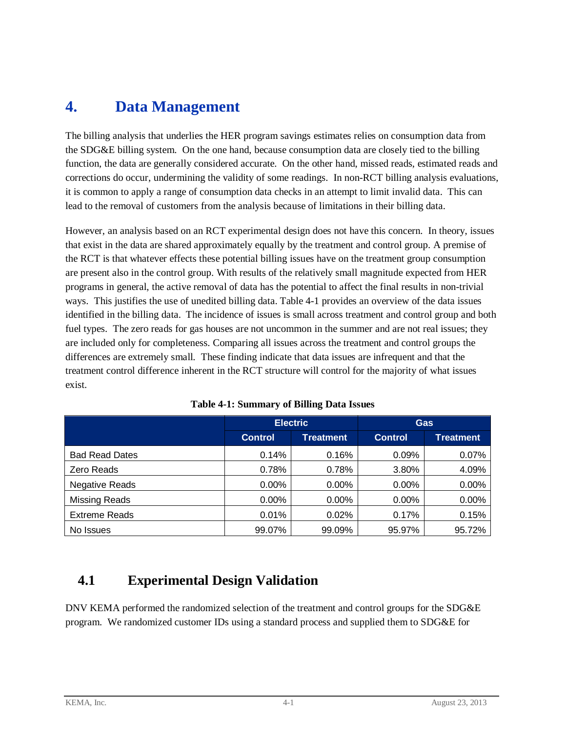# 4. Data Management

The billing analysis that underlies the HER program savings estimates relies on consumption data from the SDG&E billing system. On the one hand, because consumption data are closely tied to the billing function, the data are generally considered accurate. On the other hand, missed reads, estimated reads and corrections do occur, undermining the validity of some readings. In non-RCT billing analysis evaluations, it is common to apply a range of consumption data checks in an attempt to limit invalid data. This can lead to the removal of customers from the analysis because of limitations in their billing data.

However, an analysis based on an RCT experimental design does not have this concern. In theory, issues that exist in the data are shared approximately equally by the treatment and control group. A premise of the RCT is that whatever effects these potential billing issues have on the treatment group consumption are present also in the control group. With results of the relatively small magnitude expected from HER programs in general, the active removal of data has the potential to affect the final results in non-trivial ways. This justifies the use of unedited billing data. Table 4-1 provides an overview of the data issues identified in the billing data. The incidence of issues is small across treatment and control group and both fuel types. The zero reads for gas houses are not uncommon in the summer and are not real issues; they are included only for completeness. Comparing all issues across the treatment and control groups the differences are extremely small. These finding indicate that data issues are infrequent and that the treatment control difference inherent in the RCT structure will control for the majority of what issues exist.

**Table 4-1: Summary of Billing Data Issues**

| | Electric | | Gas | |
|---|---|---|---|---|
| | Control | Treatment | Control | Treatment |
| Bad Read Dates | 0.14% | 0.16% | 0.09% | 0.07% |
| Zero Reads | 0.78% | 0.78% | 3.80% | 4.09% |
| Negative Reads | 0.00% | 0.00% | 0.00% | 0.00% |
| Missing Reads | 0.00% | 0.00% | 0.00% | 0.00% |
| Extreme Reads | 0.01% | 0.02% | 0.17% | 0.15% |
| No Issues | 99.07% | 99.09% | 95.97% | 95.72% |

## 4.1 Experimental Design Validation

DNV KEMA performed the randomized selection of the treatment and control groups for the SDG&E program. We randomized customer IDs using a standard process and supplied them to SDG&E for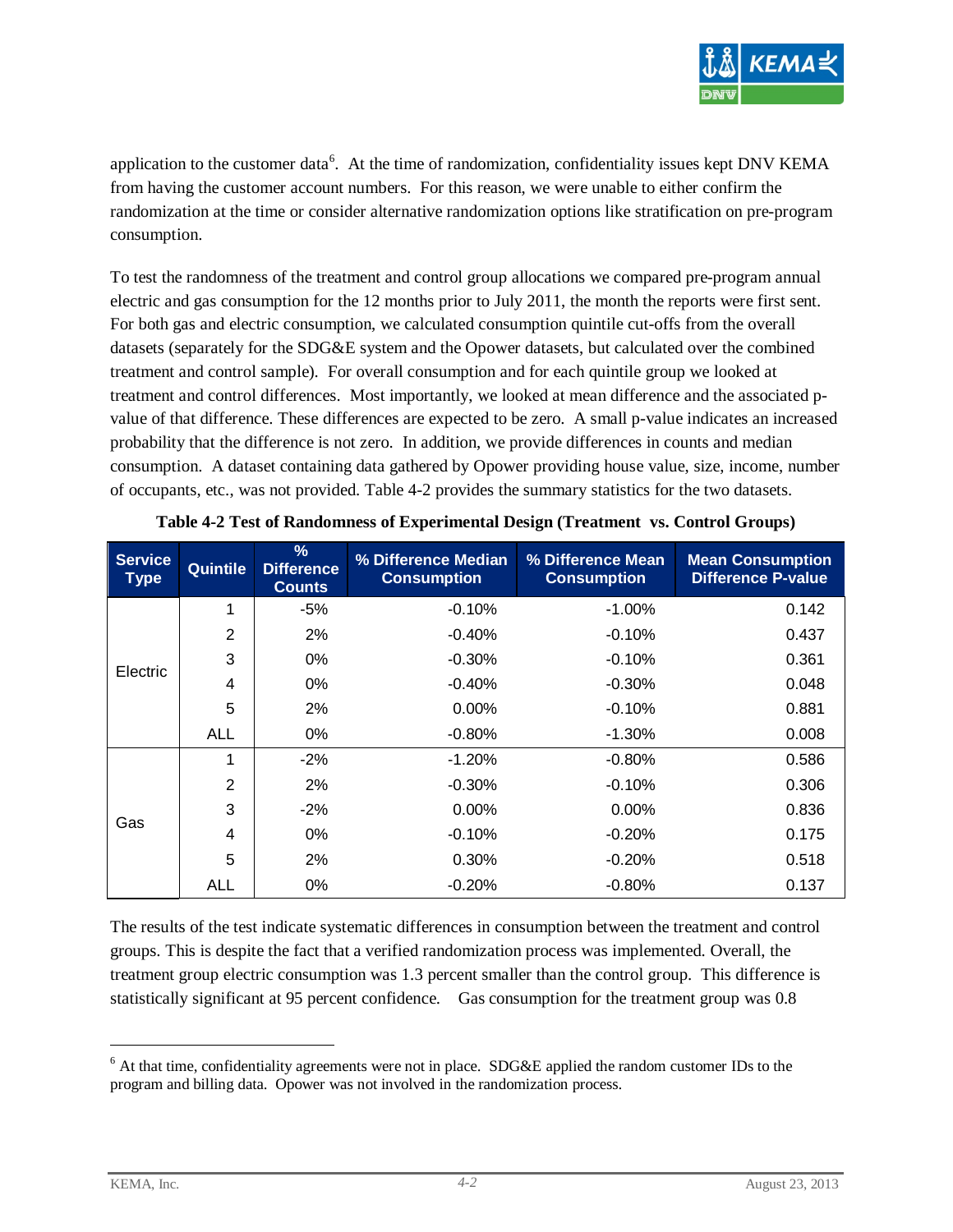application to the customer data[6]. At the time of randomization, confidentiality issues kept DNV KEMA from having the customer account numbers. For this reason, we were unable to either confirm the randomization at the time or consider alternative randomization options like stratification on pre-program consumption.

To test the randomness of the treatment and control group allocations we compared pre-program annual electric and gas consumption for the 12 months prior to July 2011, the month the reports were first sent. For both gas and electric consumption, we calculated consumption quintile cut-offs from the overall datasets (separately for the SDG&E system and the Opower datasets, but calculated over the combined treatment and control sample). For overall consumption and for each quintile group we looked at treatment and control differences. Most importantly, we looked at mean difference and the associated p-value of that difference. These differences are expected to be zero. A small p-value indicates an increased probability that the difference is not zero. In addition, we provide differences in counts and median consumption. A dataset containing data gathered by Opower providing house value, size, income, number of occupants, etc., was not provided. Table 4-2 provides the summary statistics for the two datasets.

**Table 4-2 Test of Randomness of Experimental Design (Treatment vs. Control Groups)**

| Service Type | Quintile | % Difference Counts | % Difference Median Consumption | % Difference Mean Consumption | Mean Consumption Difference P-value |
|---|---|---|---|---|---|
| Electric | 1 | -5% | -0.10% | -1.00% | 0.142 |
| | 2 | 2% | -0.40% | -0.10% | 0.437 |
| | 3 | 0% | -0.30% | -0.10% | 0.361 |
| | 4 | 0% | -0.40% | -0.30% | 0.048 |
| | 5 | 2% | 0.00% | -0.10% | 0.881 |
| | ALL | 0% | -0.80% | -1.30% | 0.008 |
| Gas | 1 | -2% | -1.20% | -0.80% | 0.586 |
| | 2 | 2% | -0.30% | -0.10% | 0.306 |
| | 3 | -2% | 0.00% | 0.00% | 0.836 |
| | 4 | 0% | -0.10% | -0.20% | 0.175 |
| | 5 | 2% | 0.30% | -0.20% | 0.518 |
| | ALL | 0% | -0.20% | -0.80% | 0.137 |

The results of the test indicate systematic differences in consumption between the treatment and control groups. This is despite the fact that a verified randomization process was implemented. Overall, the treatment group electric consumption was 1.3 percent smaller than the control group. This difference is statistically significant at 95 percent confidence. Gas consumption for the treatment group was 0.8

[6] At that time, confidentiality agreements were not in place. SDG&E applied the random customer IDs to the program and billing data. Opower was not involved in the randomization process.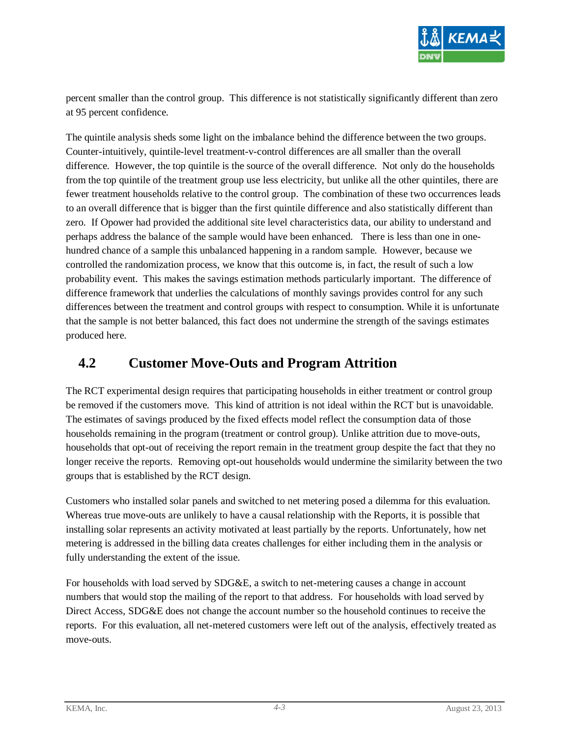percent smaller than the control group. This difference is not statistically significantly different than zero at 95 percent confidence.

The quintile analysis sheds some light on the imbalance behind the difference between the two groups. Counter-intuitively, quintile-level treatment-v-control differences are all smaller than the overall difference. However, the top quintile is the source of the overall difference. Not only do the households from the top quintile of the treatment group use less electricity, but unlike all the other quintiles, there are fewer treatment households relative to the control group. The combination of these two occurrences leads to an overall difference that is bigger than the first quintile difference and also statistically different than zero. If Opower had provided the additional site level characteristics data, our ability to understand and perhaps address the balance of the sample would have been enhanced. There is less than one in one-hundred chance of a sample this unbalanced happening in a random sample. However, because we controlled the randomization process, we know that this outcome is, in fact, the result of such a low probability event. This makes the savings estimation methods particularly important. The difference of difference framework that underlies the calculations of monthly savings provides control for any such differences between the treatment and control groups with respect to consumption. While it is unfortunate that the sample is not better balanced, this fact does not undermine the strength of the savings estimates produced here.

## 4.2 Customer Move-Outs and Program Attrition

The RCT experimental design requires that participating households in either treatment or control group be removed if the customers move. This kind of attrition is not ideal within the RCT but is unavoidable. The estimates of savings produced by the fixed effects model reflect the consumption data of those households remaining in the program (treatment or control group). Unlike attrition due to move-outs, households that opt-out of receiving the report remain in the treatment group despite the fact that they no longer receive the reports. Removing opt-out households would undermine the similarity between the two groups that is established by the RCT design.

Customers who installed solar panels and switched to net metering posed a dilemma for this evaluation. Whereas true move-outs are unlikely to have a causal relationship with the Reports, it is possible that installing solar represents an activity motivated at least partially by the reports. Unfortunately, how net metering is addressed in the billing data creates challenges for either including them in the analysis or fully understanding the extent of the issue.

For households with load served by SDG&E, a switch to net-metering causes a change in account numbers that would stop the mailing of the report to that address. For households with load served by Direct Access, SDG&E does not change the account number so the household continues to receive the reports. For this evaluation, all net-metered customers were left out of the analysis, effectively treated as move-outs.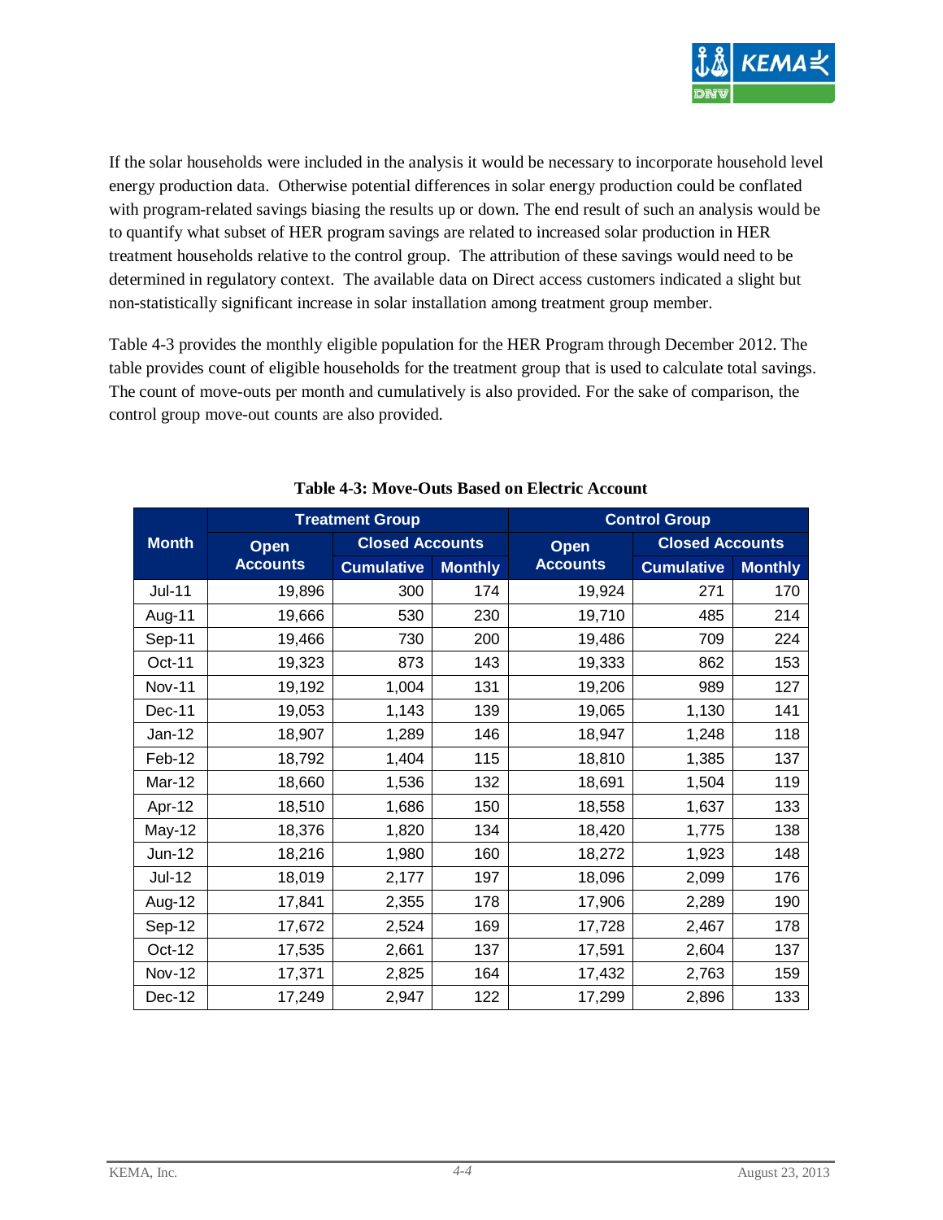If the solar households were included in the analysis it would be necessary to incorporate household level energy production data. Otherwise potential differences in solar energy production could be conflated with program-related savings biasing the results up or down. The end result of such an analysis would be to quantify what subset of HER program savings are related to increased solar production in HER treatment households relative to the control group. The attribution of these savings would need to be determined in regulatory context. The available data on Direct access customers indicated a slight but non-statistically significant increase in solar installation among treatment group member.

Table 4-3 provides the monthly eligible population for the HER Program through December 2012. The table provides count of eligible households for the treatment group that is used to calculate total savings. The count of move-outs per month and cumulatively is also provided. For the sake of comparison, the control group move-out counts are also provided.

**Table 4-3: Move-Outs Based on Electric Account**

| Month | Treatment Group | | | Control Group | | |
|---|---|---|---|---|---|---|
| | Open Accounts | Closed Accounts | | Open Accounts | Closed Accounts | |
| | | Cumulative | Monthly | | Cumulative | Monthly |
| Jul-11 | 19,896 | 300 | 174 | 19,924 | 271 | 170 |
| Aug-11 | 19,666 | 530 | 230 | 19,710 | 485 | 214 |
| Sep-11 | 19,466 | 730 | 200 | 19,486 | 709 | 224 |
| Oct-11 | 19,323 | 873 | 143 | 19,333 | 862 | 153 |
| Nov-11 | 19,192 | 1,004 | 131 | 19,206 | 989 | 127 |
| Dec-11 | 19,053 | 1,143 | 139 | 19,065 | 1,130 | 141 |
| Jan-12 | 18,907 | 1,289 | 146 | 18,947 | 1,248 | 118 |
| Feb-12 | 18,792 | 1,404 | 115 | 18,810 | 1,385 | 137 |
| Mar-12 | 18,660 | 1,536 | 132 | 18,691 | 1,504 | 119 |
| Apr-12 | 18,510 | 1,686 | 150 | 18,558 | 1,637 | 133 |
| May-12 | 18,376 | 1,820 | 134 | 18,420 | 1,775 | 138 |
| Jun-12 | 18,216 | 1,980 | 160 | 18,272 | 1,923 | 148 |
| Jul-12 | 18,019 | 2,177 | 197 | 18,096 | 2,099 | 176 |
| Aug-12 | 17,841 | 2,355 | 178 | 17,906 | 2,289 | 190 |
| Sep-12 | 17,672 | 2,524 | 169 | 17,728 | 2,467 | 178 |
| Oct-12 | 17,535 | 2,661 | 137 | 17,591 | 2,604 | 137 |
| Nov-12 | 17,371 | 2,825 | 164 | 17,432 | 2,763 | 159 |
| Dec-12 | 17,249 | 2,947 | 122 | 17,299 | 2,896 | 133 |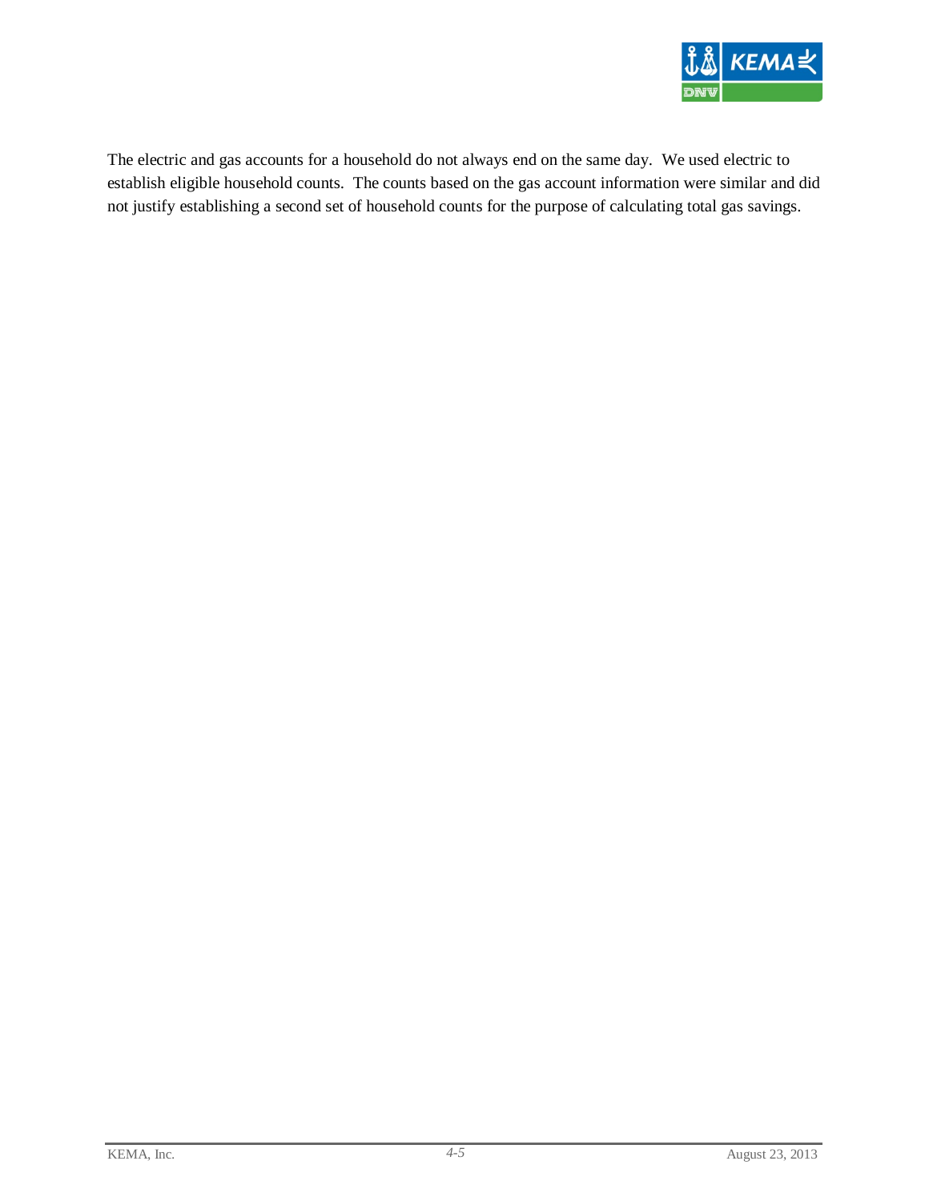The electric and gas accounts for a household do not always end on the same day. We used electric to establish eligible household counts. The counts based on the gas account information were similar and did not justify establishing a second set of household counts for the purpose of calculating total gas savings.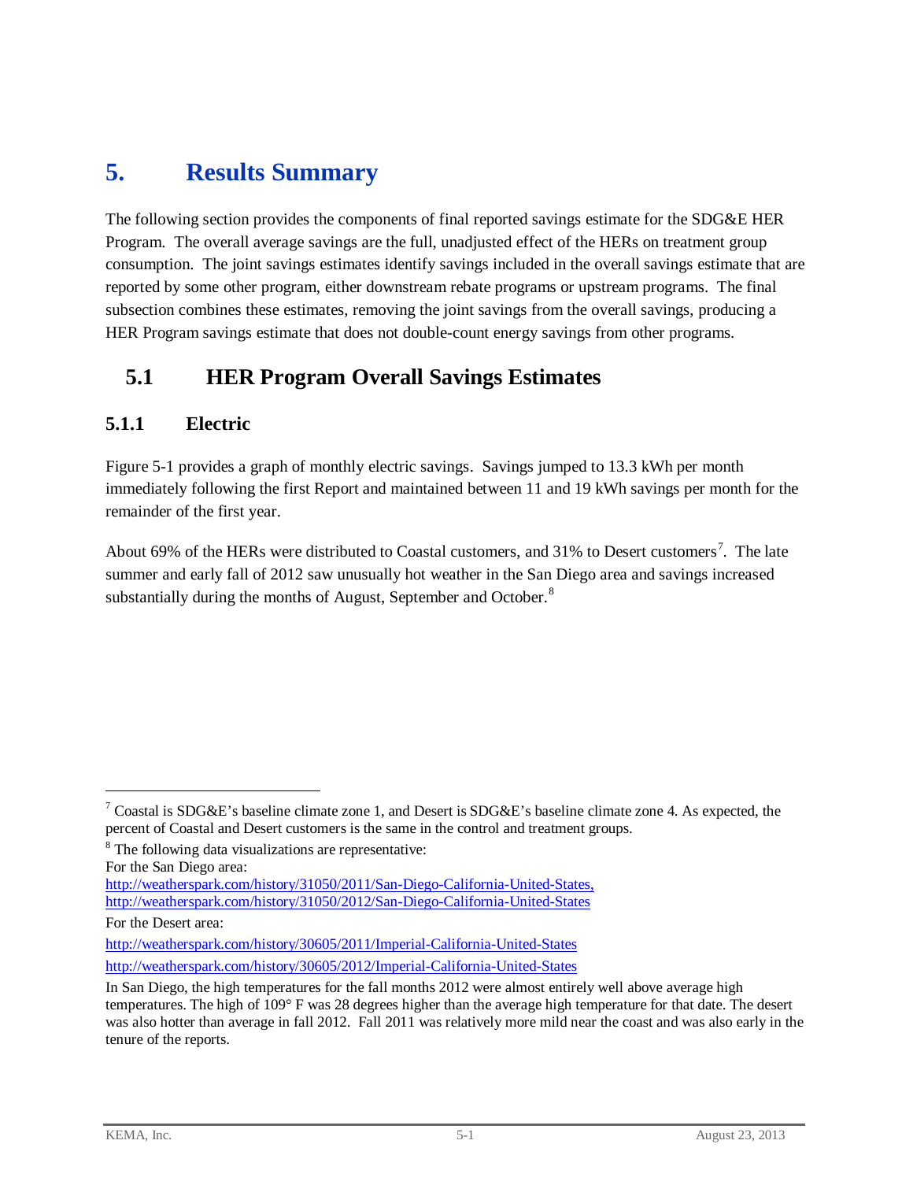# 5. Results Summary

The following section provides the components of final reported savings estimate for the SDG&E HER Program. The overall average savings are the full, unadjusted effect of the HERs on treatment group consumption. The joint savings estimates identify savings included in the overall savings estimate that are reported by some other program, either downstream rebate programs or upstream programs. The final subsection combines these estimates, removing the joint savings from the overall savings, producing a HER Program savings estimate that does not double-count energy savings from other programs.

## 5.1 HER Program Overall Savings Estimates

### 5.1.1 Electric

Figure 5-1 provides a graph of monthly electric savings. Savings jumped to 13.3 kWh per month immediately following the first Report and maintained between 11 and 19 kWh savings per month for the remainder of the first year.

About 69% of the HERs were distributed to Coastal customers, and 31% to Desert customers[7]. The late summer and early fall of 2012 saw unusually hot weather in the San Diego area and savings increased substantially during the months of August, September and October.[8]

---

[7] Coastal is SDG&E's baseline climate zone 1, and Desert is SDG&E's baseline climate zone 4. As expected, the percent of Coastal and Desert customers is the same in the control and treatment groups.

[8] The following data visualizations are representative:

For the San Diego area:

http://weatherspark.com/history/31050/2011/San-Diego-California-United-States,
http://weatherspark.com/history/31050/2012/San-Diego-California-United-States

For the Desert area:

http://weatherspark.com/history/30605/2011/Imperial-California-United-States

http://weatherspark.com/history/30605/2012/Imperial-California-United-States

In San Diego, the high temperatures for the fall months 2012 were almost entirely well above average high temperatures. The high of 109° F was 28 degrees higher than the average high temperature for that date. The desert was also hotter than average in fall 2012. Fall 2011 was relatively more mild near the coast and was also early in the tenure of the reports.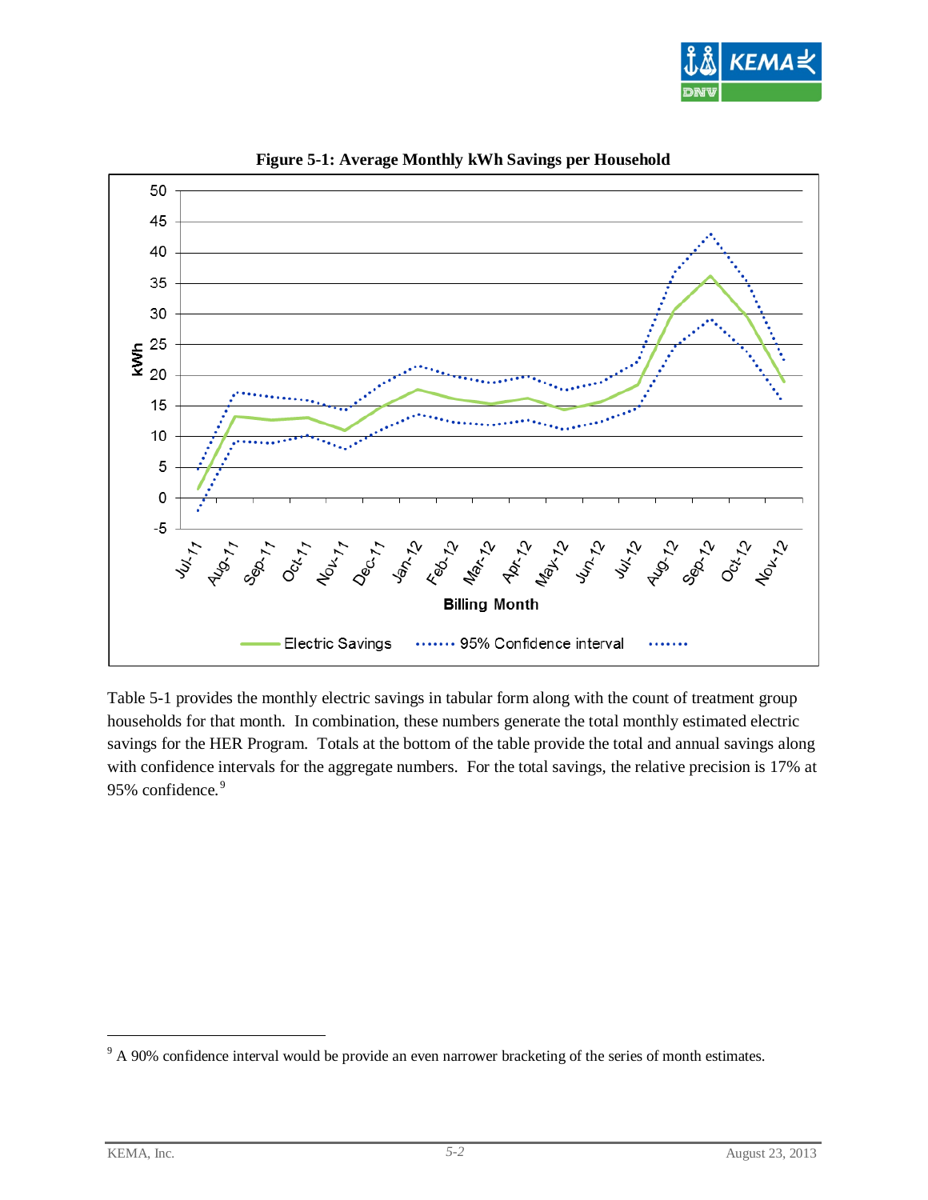**Figure 5-1: Average Monthly kWh Savings per Household**

Table 5-1 provides the monthly electric savings in tabular form along with the count of treatment group households for that month. In combination, these numbers generate the total monthly estimated electric savings for the HER Program. Totals at the bottom of the table provide the total and annual savings along with confidence intervals for the aggregate numbers. For the total savings, the relative precision is 17% at 95% confidence.[9]

---

[9] A 90% confidence interval would be provide an even narrower bracketing of the series of month estimates.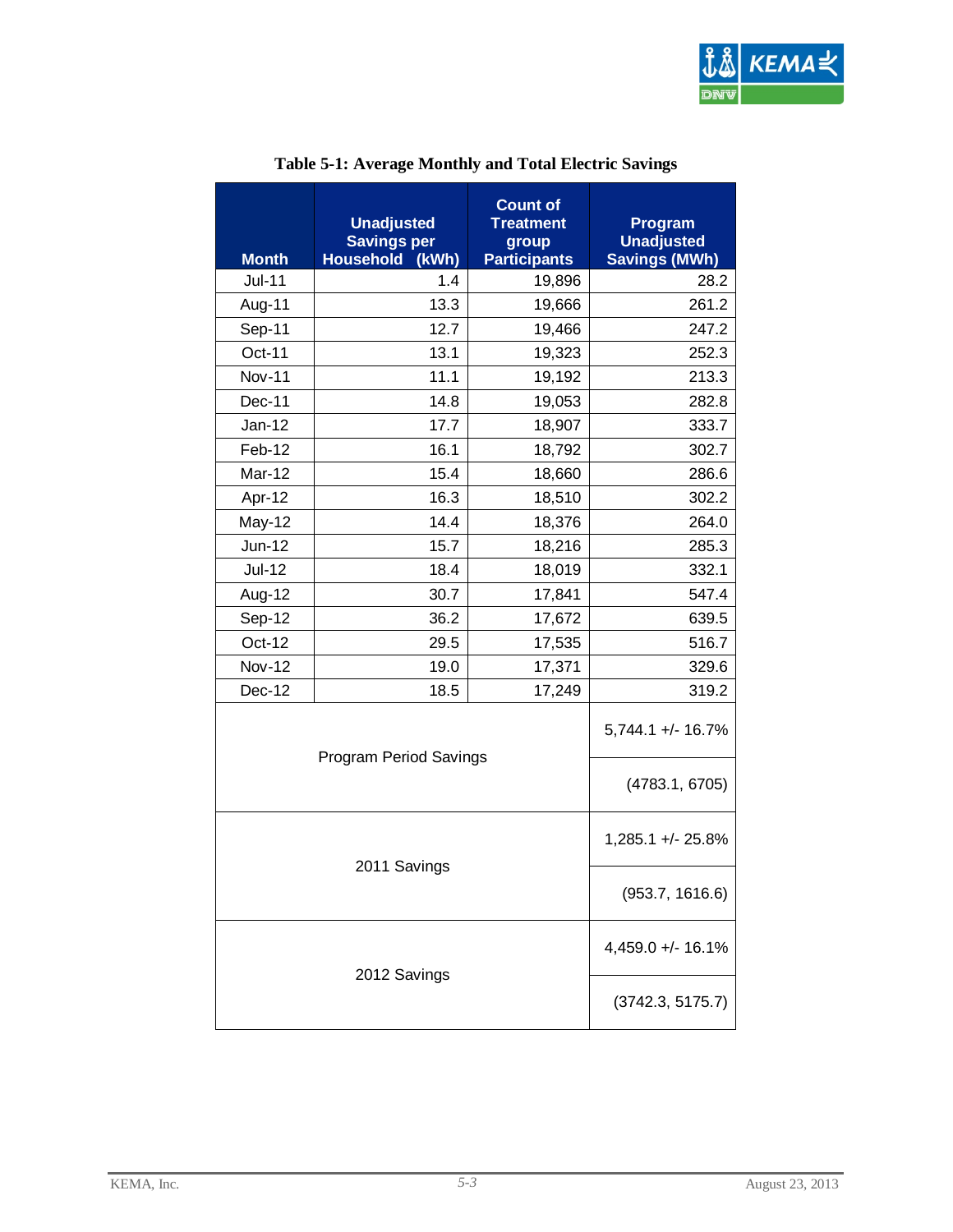**Table 5-1: Average Monthly and Total Electric Savings**

| Month | Unadjusted Savings per Household (kWh) | Count of Treatment group Participants | Program Unadjusted Savings (MWh) |
|---|---|---|---|
| Jul-11 | 1.4 | 19,896 | 28.2 |
| Aug-11 | 13.3 | 19,666 | 261.2 |
| Sep-11 | 12.7 | 19,466 | 247.2 |
| Oct-11 | 13.1 | 19,323 | 252.3 |
| Nov-11 | 11.1 | 19,192 | 213.3 |
| Dec-11 | 14.8 | 19,053 | 282.8 |
| Jan-12 | 17.7 | 18,907 | 333.7 |
| Feb-12 | 16.1 | 18,792 | 302.7 |
| Mar-12 | 15.4 | 18,660 | 286.6 |
| Apr-12 | 16.3 | 18,510 | 302.2 |
| May-12 | 14.4 | 18,376 | 264.0 |
| Jun-12 | 15.7 | 18,216 | 285.3 |
| Jul-12 | 18.4 | 18,019 | 332.1 |
| Aug-12 | 30.7 | 17,841 | 547.4 |
| Sep-12 | 36.2 | 17,672 | 639.5 |
| Oct-12 | 29.5 | 17,535 | 516.7 |
| Nov-12 | 19.0 | 17,371 | 329.6 |
| Dec-12 | 18.5 | 17,249 | 319.2 |
| Program Period Savings | | | 5,744.1 +/- 16.7% |
| | | | (4783.1, 6705) |
| 2011 Savings | | | 1,285.1 +/- 25.8% |
| | | | (953.7, 1616.6) |
| 2012 Savings | | | 4,459.0 +/- 16.1% |
| | | | (3742.3, 5175.7) |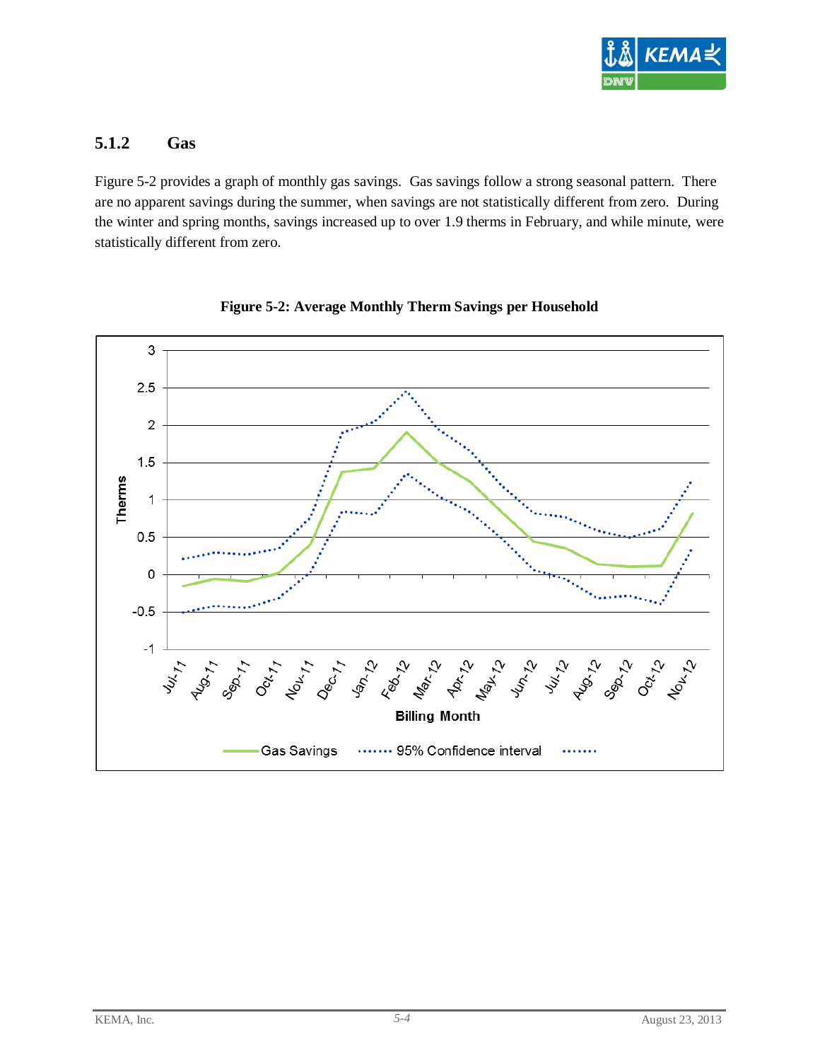### 5.1.2 Gas

Figure 5-2 provides a graph of monthly gas savings. Gas savings follow a strong seasonal pattern. There are no apparent savings during the summer, when savings are not statistically different from zero. During the winter and spring months, savings increased up to over 1.9 therms in February, and while minute, were statistically different from zero.

**Figure 5-2: Average Monthly Therm Savings per Household**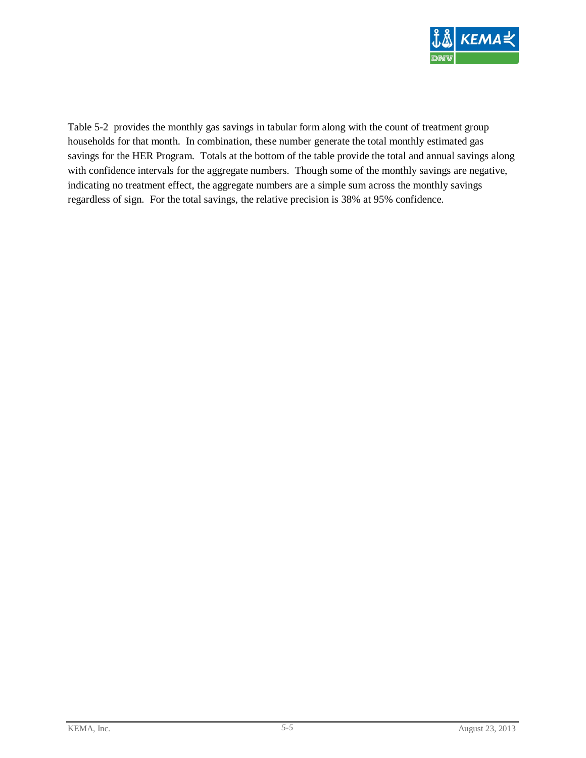Table 5-2 provides the monthly gas savings in tabular form along with the count of treatment group households for that month. In combination, these number generate the total monthly estimated gas savings for the HER Program. Totals at the bottom of the table provide the total and annual savings along with confidence intervals for the aggregate numbers. Though some of the monthly savings are negative, indicating no treatment effect, the aggregate numbers are a simple sum across the monthly savings regardless of sign. For the total savings, the relative precision is 38% at 95% confidence.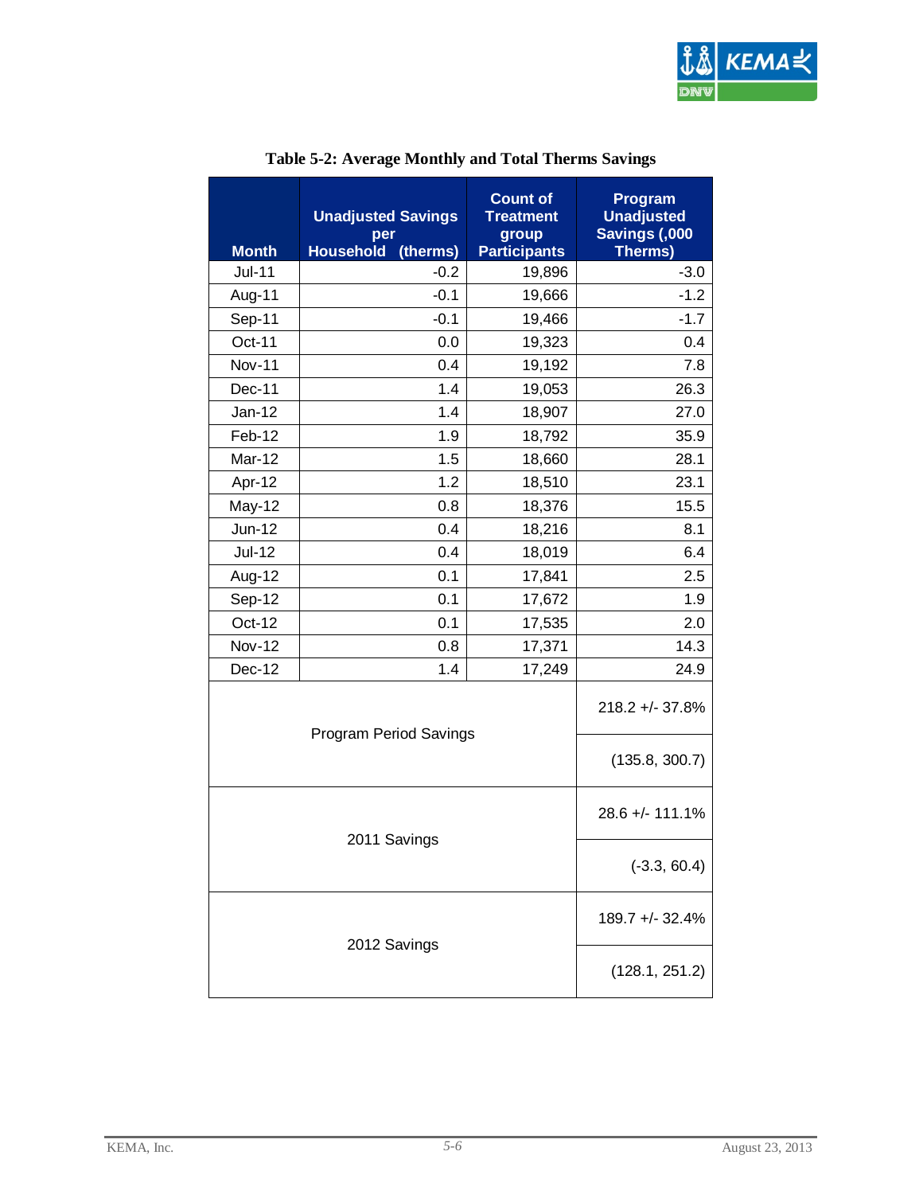**Table 5-2: Average Monthly and Total Therms Savings**

| Month | Unadjusted Savings per Household (therms) | Count of Treatment group Participants | Program Unadjusted Savings (,000 Therms) |
|---|---|---|---|
| Jul-11 | -0.2 | 19,896 | -3.0 |
| Aug-11 | -0.1 | 19,666 | -1.2 |
| Sep-11 | -0.1 | 19,466 | -1.7 |
| Oct-11 | 0.0 | 19,323 | 0.4 |
| Nov-11 | 0.4 | 19,192 | 7.8 |
| Dec-11 | 1.4 | 19,053 | 26.3 |
| Jan-12 | 1.4 | 18,907 | 27.0 |
| Feb-12 | 1.9 | 18,792 | 35.9 |
| Mar-12 | 1.5 | 18,660 | 28.1 |
| Apr-12 | 1.2 | 18,510 | 23.1 |
| May-12 | 0.8 | 18,376 | 15.5 |
| Jun-12 | 0.4 | 18,216 | 8.1 |
| Jul-12 | 0.4 | 18,019 | 6.4 |
| Aug-12 | 0.1 | 17,841 | 2.5 |
| Sep-12 | 0.1 | 17,672 | 1.9 |
| Oct-12 | 0.1 | 17,535 | 2.0 |
| Nov-12 | 0.8 | 17,371 | 14.3 |
| Dec-12 | 1.4 | 17,249 | 24.9 |
| Program Period Savings | | | 218.2 +/- 37.8% |
| | | | (135.8, 300.7) |
| 2011 Savings | | | 28.6 +/- 111.1% |
| | | | (-3.3, 60.4) |
| 2012 Savings | | | 189.7 +/- 32.4% |
| | | | (128.1, 251.2) |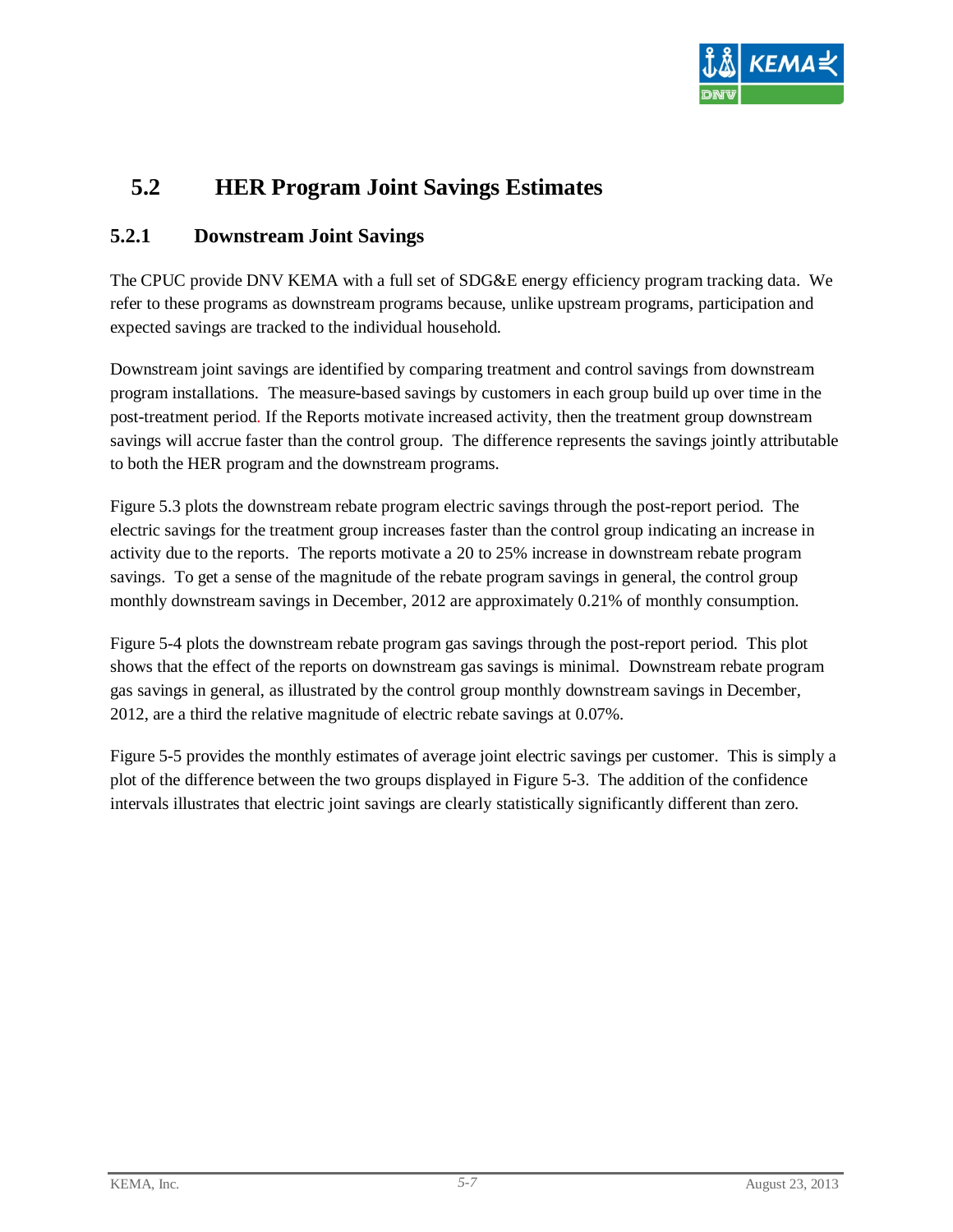## 5.2 HER Program Joint Savings Estimates

### 5.2.1 Downstream Joint Savings

The CPUC provide DNV KEMA with a full set of SDG&E energy efficiency program tracking data. We refer to these programs as downstream programs because, unlike upstream programs, participation and expected savings are tracked to the individual household.

Downstream joint savings are identified by comparing treatment and control savings from downstream program installations. The measure-based savings by customers in each group build up over time in the post-treatment period. If the Reports motivate increased activity, then the treatment group downstream savings will accrue faster than the control group. The difference represents the savings jointly attributable to both the HER program and the downstream programs.

Figure 5.3 plots the downstream rebate program electric savings through the post-report period. The electric savings for the treatment group increases faster than the control group indicating an increase in activity due to the reports. The reports motivate a 20 to 25% increase in downstream rebate program savings. To get a sense of the magnitude of the rebate program savings in general, the control group monthly downstream savings in December, 2012 are approximately 0.21% of monthly consumption.

Figure 5-4 plots the downstream rebate program gas savings through the post-report period. This plot shows that the effect of the reports on downstream gas savings is minimal. Downstream rebate program gas savings in general, as illustrated by the control group monthly downstream savings in December, 2012, are a third the relative magnitude of electric rebate savings at 0.07%.

Figure 5-5 provides the monthly estimates of average joint electric savings per customer. This is simply a plot of the difference between the two groups displayed in Figure 5-3. The addition of the confidence intervals illustrates that electric joint savings are clearly statistically significantly different than zero.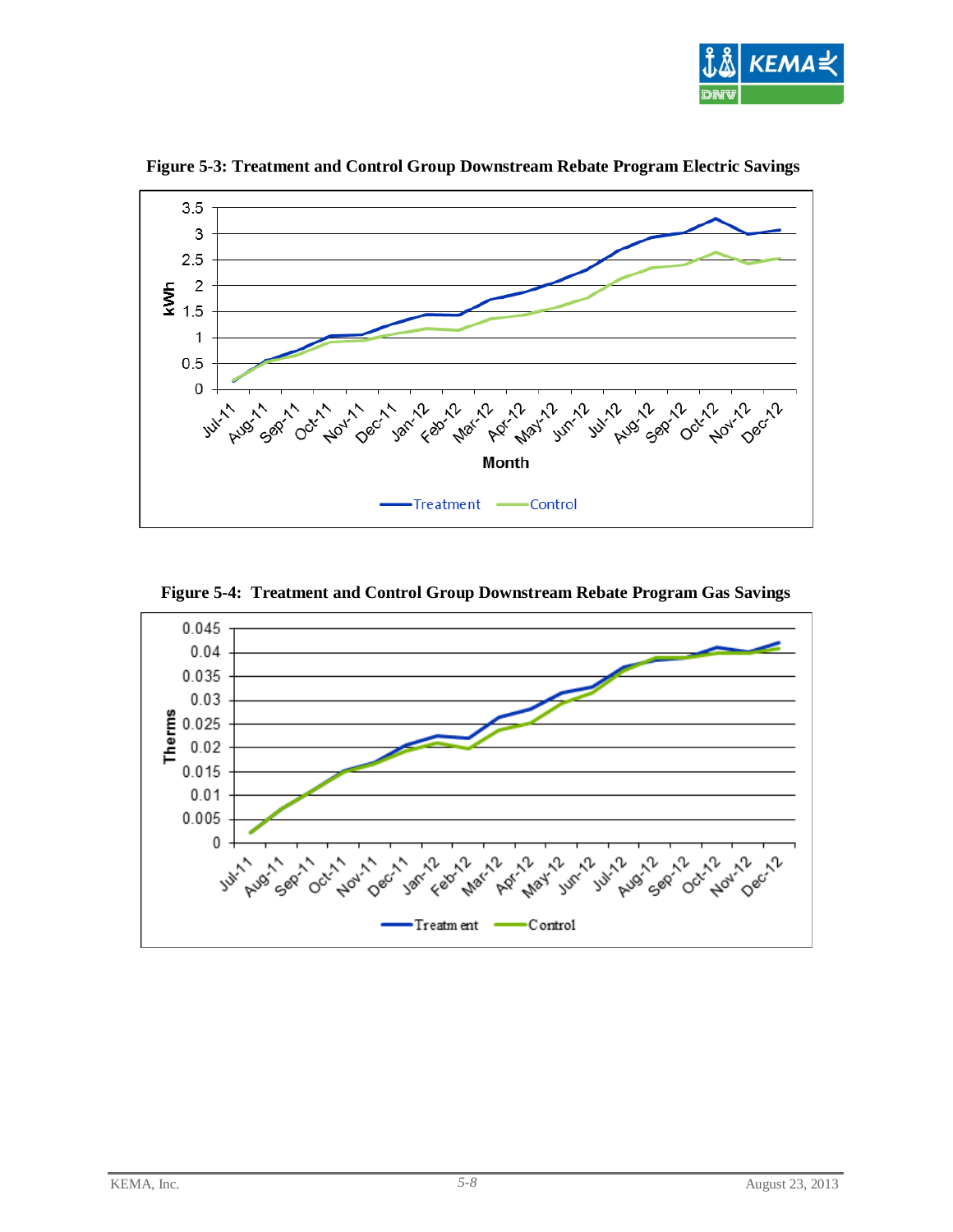**Figure 5-3: Treatment and Control Group Downstream Rebate Program Electric Savings**

**Figure 5-4: Treatment and Control Group Downstream Rebate Program Gas Savings**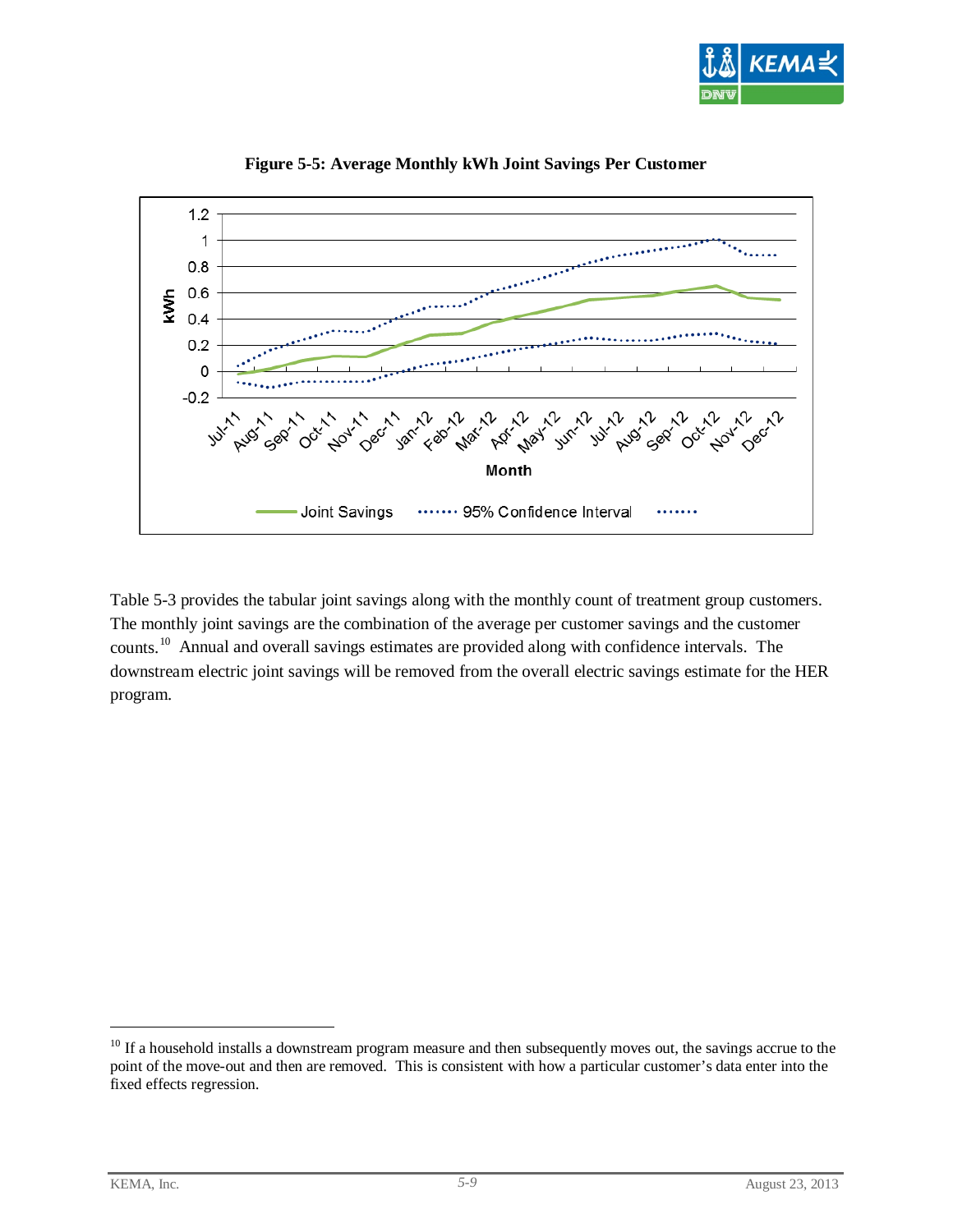**Figure 5-5: Average Monthly kWh Joint Savings Per Customer**

Table 5-3 provides the tabular joint savings along with the monthly count of treatment group customers. The monthly joint savings are the combination of the average per customer savings and the customer counts.[10] Annual and overall savings estimates are provided along with confidence intervals. The downstream electric joint savings will be removed from the overall electric savings estimate for the HER program.

---

[10] If a household installs a downstream program measure and then subsequently moves out, the savings accrue to the point of the move-out and then are removed. This is consistent with how a particular customer's data enter into the fixed effects regression.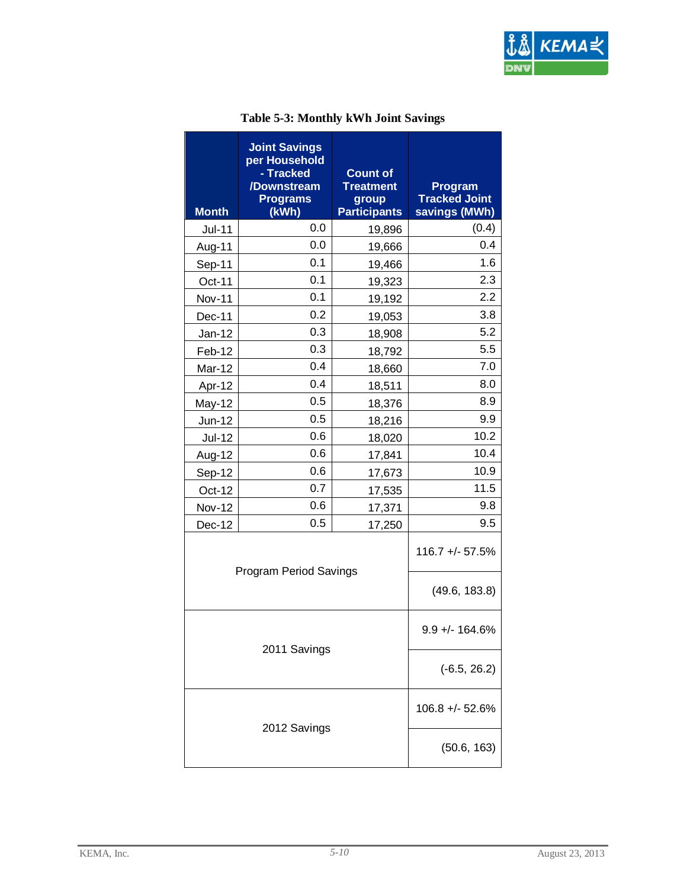**Table 5-3: Monthly kWh Joint Savings**

| Month | Joint Savings per Household - Tracked /Downstream Programs (kWh) | Count of Treatment group Participants | Program Tracked Joint savings (MWh) |
|---|---|---|---|
| Jul-11 | 0.0 | 19,896 | (0.4) |
| Aug-11 | 0.0 | 19,666 | 0.4 |
| Sep-11 | 0.1 | 19,466 | 1.6 |
| Oct-11 | 0.1 | 19,323 | 2.3 |
| Nov-11 | 0.1 | 19,192 | 2.2 |
| Dec-11 | 0.2 | 19,053 | 3.8 |
| Jan-12 | 0.3 | 18,908 | 5.2 |
| Feb-12 | 0.3 | 18,792 | 5.5 |
| Mar-12 | 0.4 | 18,660 | 7.0 |
| Apr-12 | 0.4 | 18,511 | 8.0 |
| May-12 | 0.5 | 18,376 | 8.9 |
| Jun-12 | 0.5 | 18,216 | 9.9 |
| Jul-12 | 0.6 | 18,020 | 10.2 |
| Aug-12 | 0.6 | 17,841 | 10.4 |
| Sep-12 | 0.6 | 17,673 | 10.9 |
| Oct-12 | 0.7 | 17,535 | 11.5 |
| Nov-12 | 0.6 | 17,371 | 9.8 |
| Dec-12 | 0.5 | 17,250 | 9.5 |
| Program Period Savings | | | 116.7 +/- 57.5% |
| | | | (49.6, 183.8) |
| 2011 Savings | | | 9.9 +/- 164.6% |
| | | | (-6.5, 26.2) |
| 2012 Savings | | | 106.8 +/- 52.6% |
| | | | (50.6, 163) |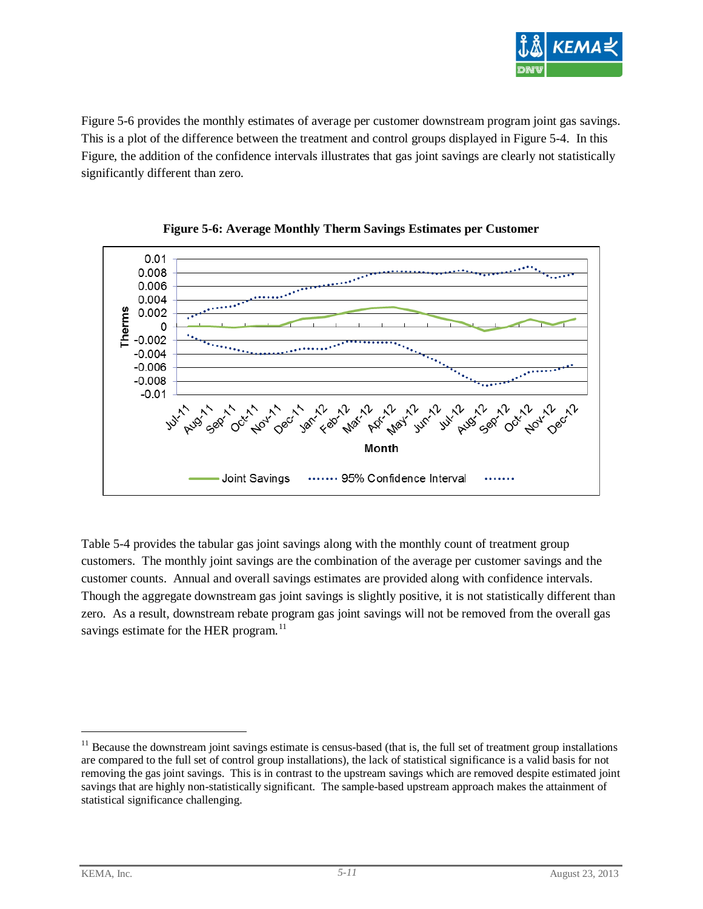Figure 5-6 provides the monthly estimates of average per customer downstream program joint gas savings. This is a plot of the difference between the treatment and control groups displayed in Figure 5-4. In this Figure, the addition of the confidence intervals illustrates that gas joint savings are clearly not statistically significantly different than zero.

**Figure 5-6: Average Monthly Therm Savings Estimates per Customer**

Table 5-4 provides the tabular gas joint savings along with the monthly count of treatment group customers. The monthly joint savings are the combination of the average per customer savings and the customer counts. Annual and overall savings estimates are provided along with confidence intervals. Though the aggregate downstream gas joint savings is slightly positive, it is not statistically different than zero. As a result, downstream rebate program gas joint savings will not be removed from the overall gas savings estimate for the HER program.[11]

[11] Because the downstream joint savings estimate is census-based (that is, the full set of treatment group installations are compared to the full set of control group installations), the lack of statistical significance is a valid basis for not removing the gas joint savings. This is in contrast to the upstream savings which are removed despite estimated joint savings that are highly non-statistically significant. The sample-based upstream approach makes the attainment of statistical significance challenging.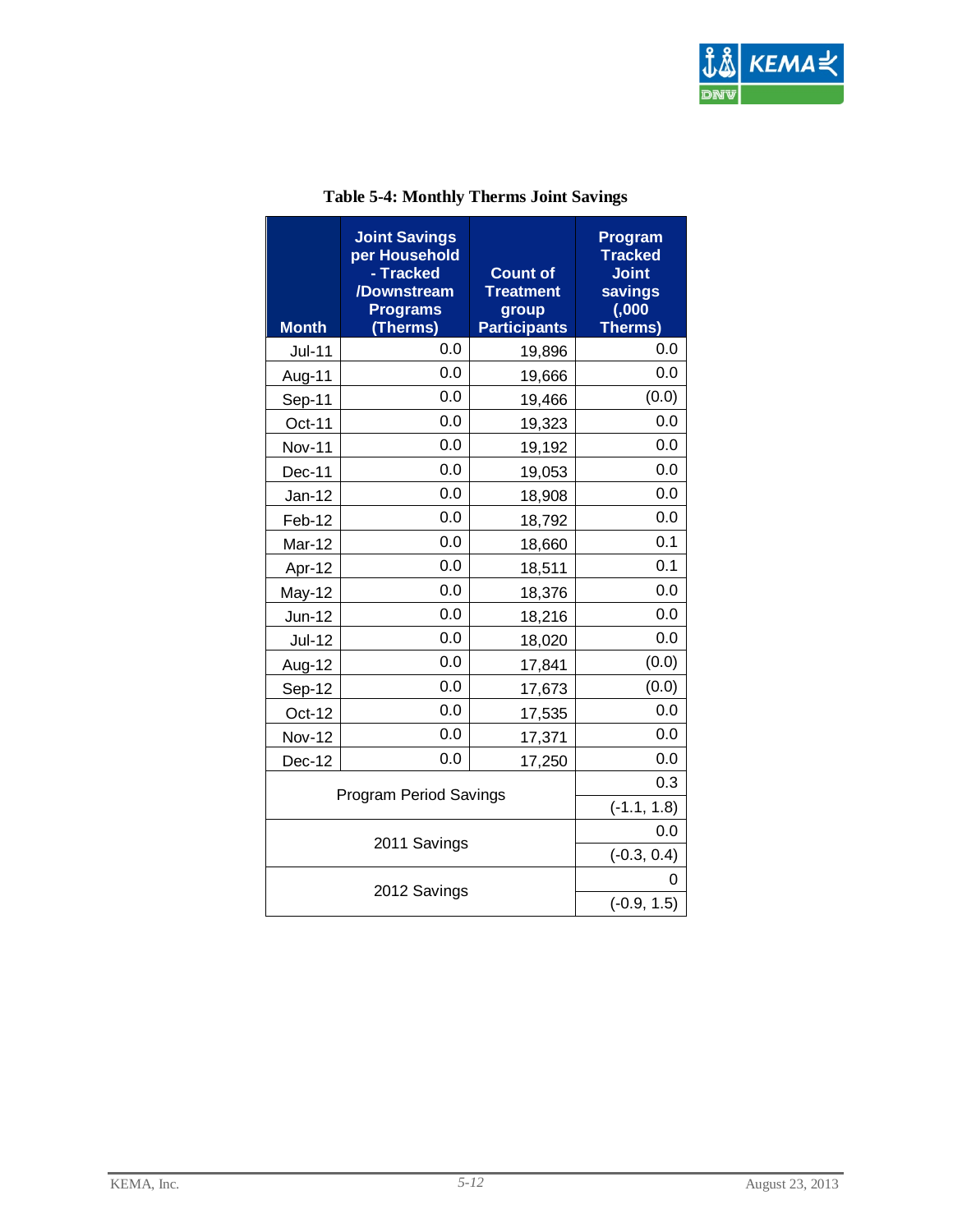**Table 5-4: Monthly Therms Joint Savings**

| Month | Joint Savings per Household - Tracked /Downstream Programs (Therms) | Count of Treatment group Participants | Program Tracked Joint savings (,000 Therms) |
|---|---|---|---|
| Jul-11 | 0.0 | 19,896 | 0.0 |
| Aug-11 | 0.0 | 19,666 | 0.0 |
| Sep-11 | 0.0 | 19,466 | (0.0) |
| Oct-11 | 0.0 | 19,323 | 0.0 |
| Nov-11 | 0.0 | 19,192 | 0.0 |
| Dec-11 | 0.0 | 19,053 | 0.0 |
| Jan-12 | 0.0 | 18,908 | 0.0 |
| Feb-12 | 0.0 | 18,792 | 0.0 |
| Mar-12 | 0.0 | 18,660 | 0.1 |
| Apr-12 | 0.0 | 18,511 | 0.1 |
| May-12 | 0.0 | 18,376 | 0.0 |
| Jun-12 | 0.0 | 18,216 | 0.0 |
| Jul-12 | 0.0 | 18,020 | 0.0 |
| Aug-12 | 0.0 | 17,841 | (0.0) |
| Sep-12 | 0.0 | 17,673 | (0.0) |
| Oct-12 | 0.0 | 17,535 | 0.0 |
| Nov-12 | 0.0 | 17,371 | 0.0 |
| Dec-12 | 0.0 | 17,250 | 0.0 |
| Program Period Savings | | | 0.3 |
| | | | (-1.1, 1.8) |
| 2011 Savings | | | 0.0 |
| | | | (-0.3, 0.4) |
| 2012 Savings | | | 0 |
| | | | (-0.9, 1.5) |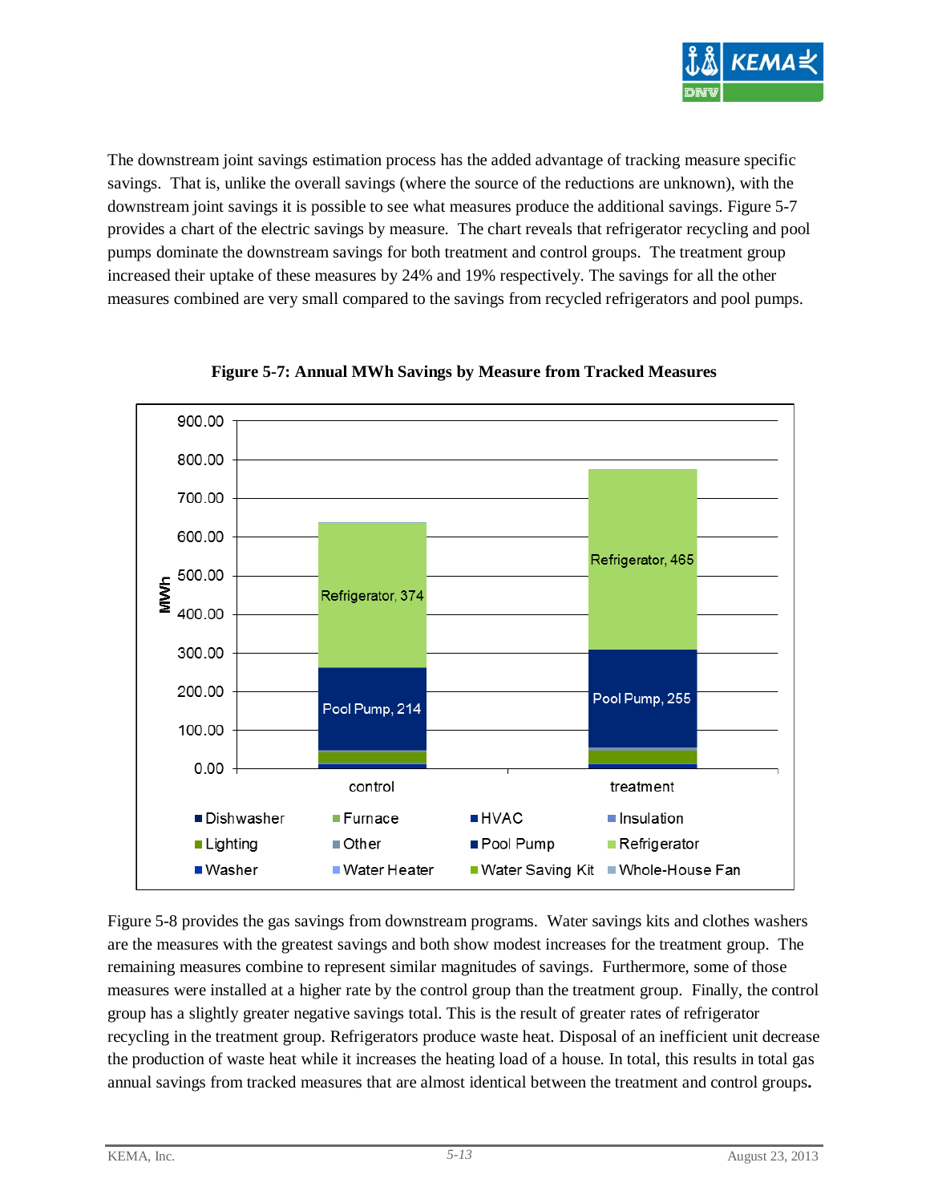The downstream joint savings estimation process has the added advantage of tracking measure specific savings. That is, unlike the overall savings (where the source of the reductions are unknown), with the downstream joint savings it is possible to see what measures produce the additional savings. Figure 5-7 provides a chart of the electric savings by measure. The chart reveals that refrigerator recycling and pool pumps dominate the downstream savings for both treatment and control groups. The treatment group increased their uptake of these measures by 24% and 19% respectively. The savings for all the other measures combined are very small compared to the savings from recycled refrigerators and pool pumps.

**Figure 5-7: Annual MWh Savings by Measure from Tracked Measures**

Figure 5-8 provides the gas savings from downstream programs. Water savings kits and clothes washers are the measures with the greatest savings and both show modest increases for the treatment group. The remaining measures combine to represent similar magnitudes of savings. Furthermore, some of those measures were installed at a higher rate by the control group than the treatment group. Finally, the control group has a slightly greater negative savings total. This is the result of greater rates of refrigerator recycling in the treatment group. Refrigerators produce waste heat. Disposal of an inefficient unit decrease the production of waste heat while it increases the heating load of a house. In total, this results in total gas annual savings from tracked measures that are almost identical between the treatment and control groups**.**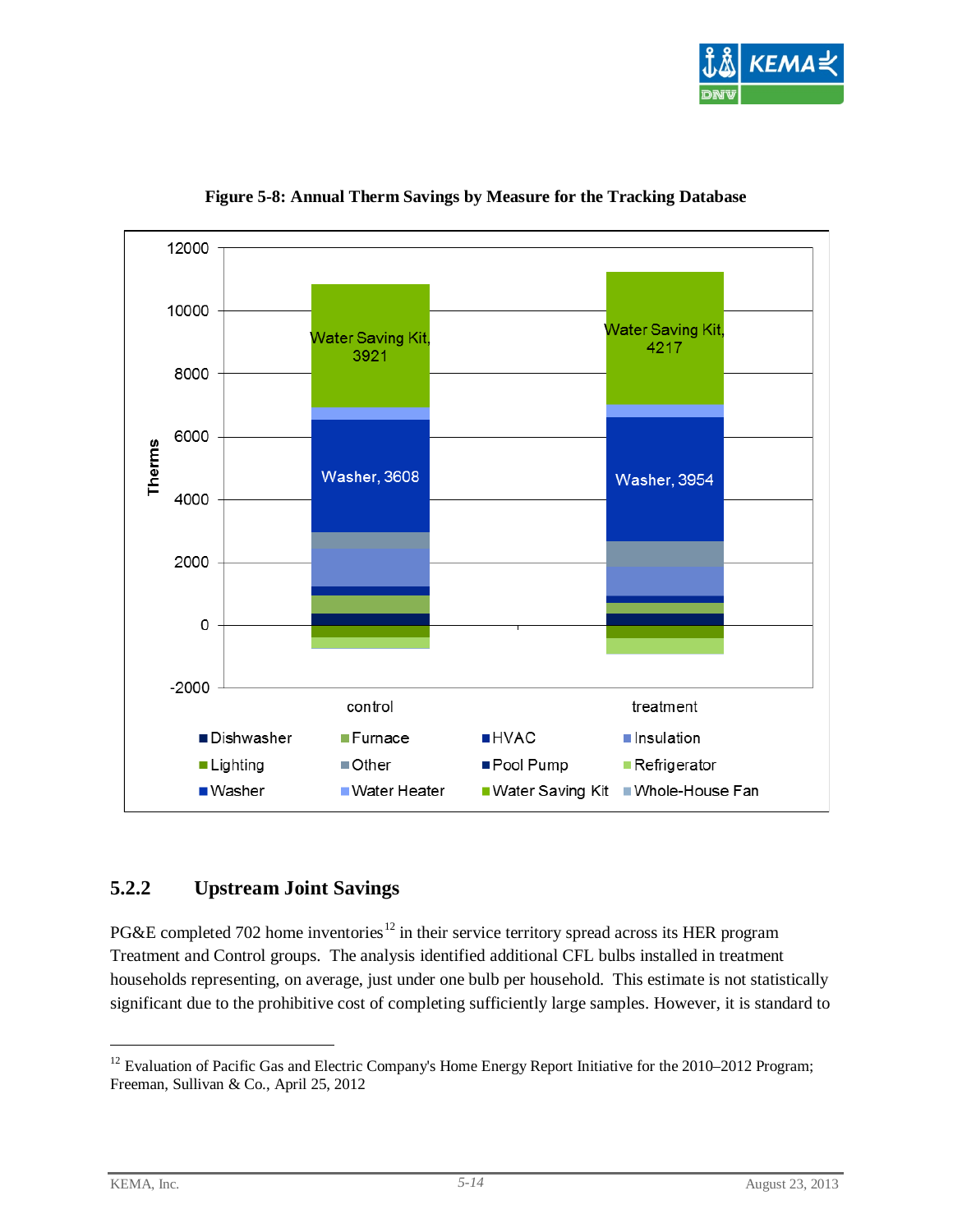**Figure 5-8: Annual Therm Savings by Measure for the Tracking Database**

### 5.2.2 Upstream Joint Savings

PG&E completed 702 home inventories[12] in their service territory spread across its HER program Treatment and Control groups. The analysis identified additional CFL bulbs installed in treatment households representing, on average, just under one bulb per household. This estimate is not statistically significant due to the prohibitive cost of completing sufficiently large samples. However, it is standard to

---

[12] Evaluation of Pacific Gas and Electric Company's Home Energy Report Initiative for the 2010–2012 Program; Freeman, Sullivan & Co., April 25, 2012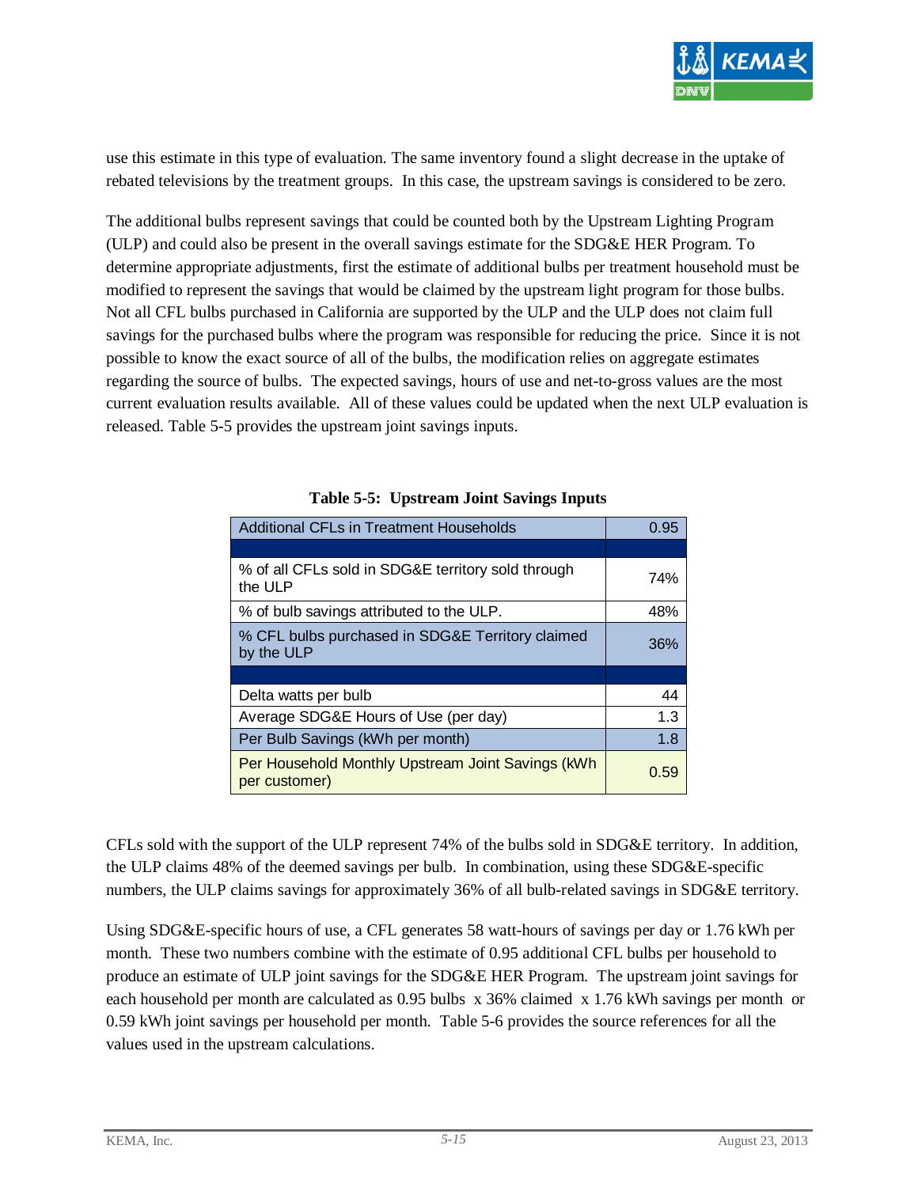use this estimate in this type of evaluation. The same inventory found a slight decrease in the uptake of rebated televisions by the treatment groups. In this case, the upstream savings is considered to be zero.

The additional bulbs represent savings that could be counted both by the Upstream Lighting Program (ULP) and could also be present in the overall savings estimate for the SDG&E HER Program. To determine appropriate adjustments, first the estimate of additional bulbs per treatment household must be modified to represent the savings that would be claimed by the upstream light program for those bulbs. Not all CFL bulbs purchased in California are supported by the ULP and the ULP does not claim full savings for the purchased bulbs where the program was responsible for reducing the price. Since it is not possible to know the exact source of all of the bulbs, the modification relies on aggregate estimates regarding the source of bulbs. The expected savings, hours of use and net-to-gross values are the most current evaluation results available. All of these values could be updated when the next ULP evaluation is released. Table 5-5 provides the upstream joint savings inputs.

**Table 5-5: Upstream Joint Savings Inputs**

| Additional CFLs in Treatment Households | 0.95 |
|---|---|
| | |
| % of all CFLs sold in SDG&E territory sold through the ULP | 74% |
| % of bulb savings attributed to the ULP. | 48% |
| % CFL bulbs purchased in SDG&E Territory claimed by the ULP | 36% |
| | |
| Delta watts per bulb | 44 |
| Average SDG&E Hours of Use (per day) | 1.3 |
| Per Bulb Savings (kWh per month) | 1.8 |
| Per Household Monthly Upstream Joint Savings (kWh per customer) | 0.59 |

CFLs sold with the support of the ULP represent 74% of the bulbs sold in SDG&E territory. In addition, the ULP claims 48% of the deemed savings per bulb. In combination, using these SDG&E-specific numbers, the ULP claims savings for approximately 36% of all bulb-related savings in SDG&E territory.

Using SDG&E-specific hours of use, a CFL generates 58 watt-hours of savings per day or 1.76 kWh per month. These two numbers combine with the estimate of 0.95 additional CFL bulbs per household to produce an estimate of ULP joint savings for the SDG&E HER Program. The upstream joint savings for each household per month are calculated as 0.95 bulbs x 36% claimed x 1.76 kWh savings per month or 0.59 kWh joint savings per household per month. Table 5-6 provides the source references for all the values used in the upstream calculations.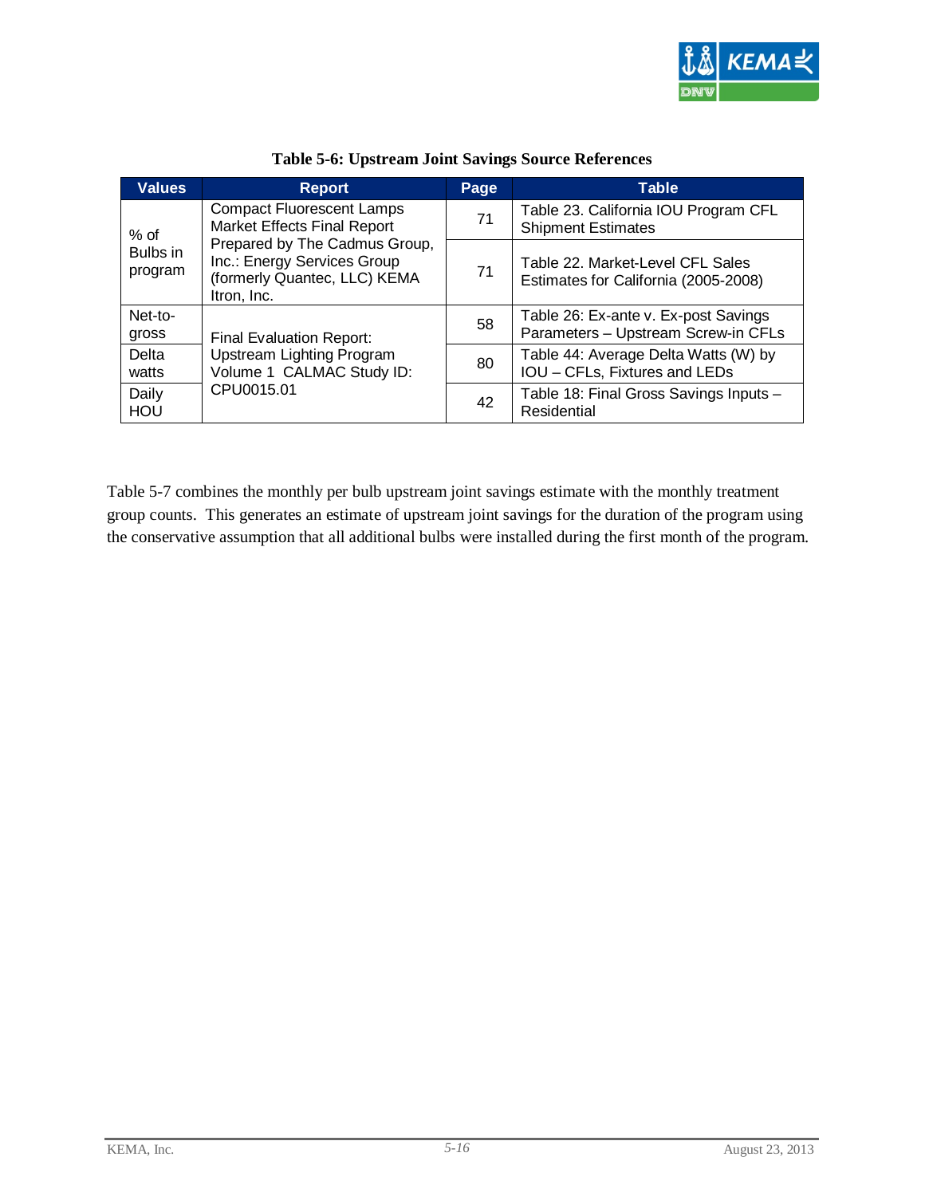**Table 5-6: Upstream Joint Savings Source References**

| Values | Report | Page | Table |
|---|---|---|---|
| % of Bulbs in program | Compact Fluorescent Lamps Market Effects Final Report Prepared by The Cadmus Group, Inc.: Energy Services Group (formerly Quantec, LLC) KEMA Itron, Inc. | 71 | Table 23. California IOU Program CFL Shipment Estimates |
| | | 71 | Table 22. Market-Level CFL Sales Estimates for California (2005-2008) |
| Net-to-gross | Final Evaluation Report: Upstream Lighting Program Volume 1 CALMAC Study ID: CPU0015.01 | 58 | Table 26: Ex-ante v. Ex-post Savings Parameters – Upstream Screw-in CFLs |
| Delta watts | | 80 | Table 44: Average Delta Watts (W) by IOU – CFLs, Fixtures and LEDs |
| Daily HOU | | 42 | Table 18: Final Gross Savings Inputs – Residential |

Table 5-7 combines the monthly per bulb upstream joint savings estimate with the monthly treatment group counts. This generates an estimate of upstream joint savings for the duration of the program using the conservative assumption that all additional bulbs were installed during the first month of the program.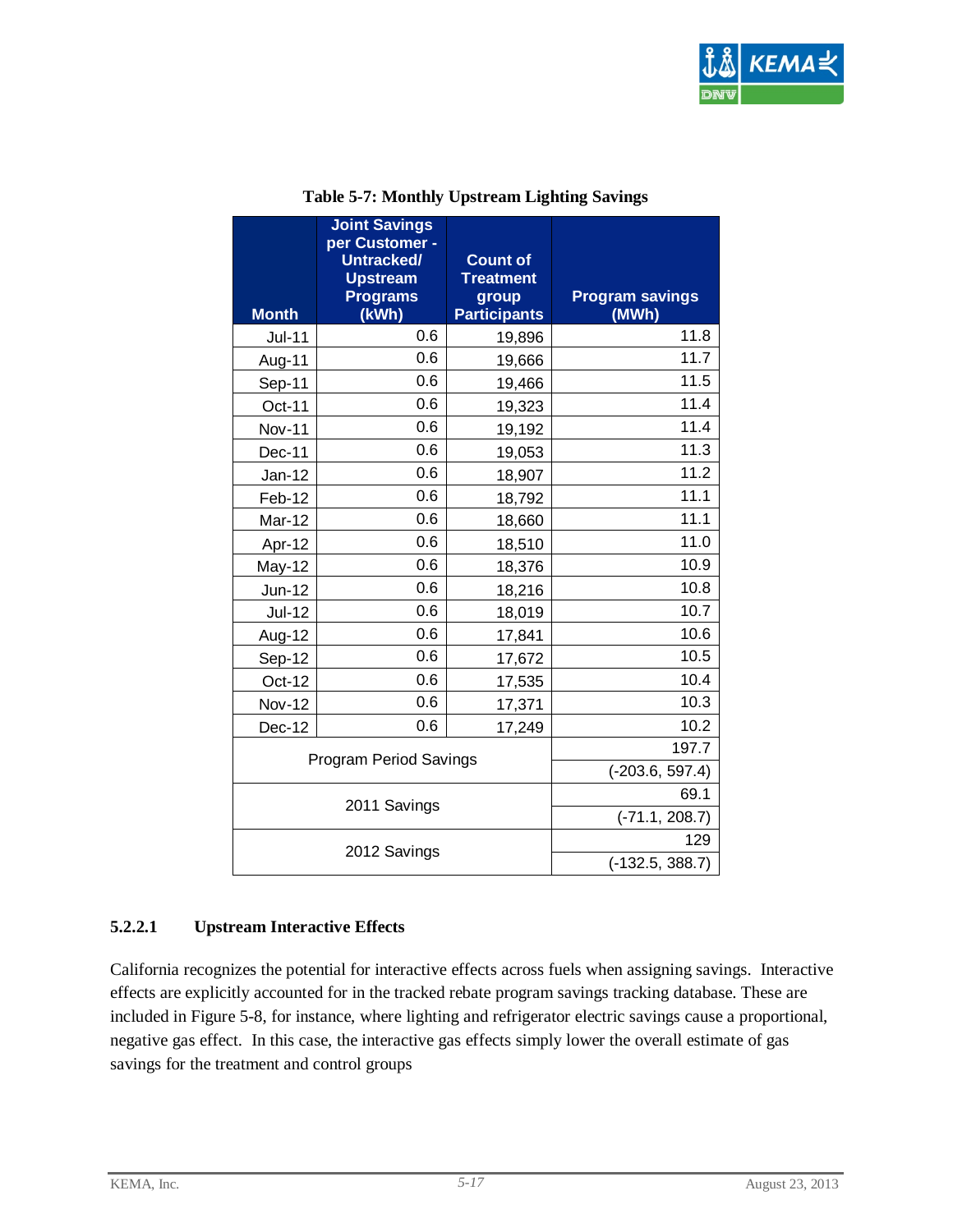**Table 5-7: Monthly Upstream Lighting Savings**

| Month | Joint Savings per Customer - Untracked/ Upstream Programs (kWh) | Count of Treatment group Participants | Program savings (MWh) |
|---|---|---|---|
| Jul-11 | 0.6 | 19,896 | 11.8 |
| Aug-11 | 0.6 | 19,666 | 11.7 |
| Sep-11 | 0.6 | 19,466 | 11.5 |
| Oct-11 | 0.6 | 19,323 | 11.4 |
| Nov-11 | 0.6 | 19,192 | 11.4 |
| Dec-11 | 0.6 | 19,053 | 11.3 |
| Jan-12 | 0.6 | 18,907 | 11.2 |
| Feb-12 | 0.6 | 18,792 | 11.1 |
| Mar-12 | 0.6 | 18,660 | 11.1 |
| Apr-12 | 0.6 | 18,510 | 11.0 |
| May-12 | 0.6 | 18,376 | 10.9 |
| Jun-12 | 0.6 | 18,216 | 10.8 |
| Jul-12 | 0.6 | 18,019 | 10.7 |
| Aug-12 | 0.6 | 17,841 | 10.6 |
| Sep-12 | 0.6 | 17,672 | 10.5 |
| Oct-12 | 0.6 | 17,535 | 10.4 |
| Nov-12 | 0.6 | 17,371 | 10.3 |
| Dec-12 | 0.6 | 17,249 | 10.2 |
| Program Period Savings | | | 197.7 |
| | | | (-203.6, 597.4) |
| 2011 Savings | | | 69.1 |
| | | | (-71.1, 208.7) |
| 2012 Savings | | | 129 |
| | | | (-132.5, 388.7) |

#### 5.2.2.1 Upstream Interactive Effects

California recognizes the potential for interactive effects across fuels when assigning savings. Interactive effects are explicitly accounted for in the tracked rebate program savings tracking database. These are included in Figure 5-8, for instance, where lighting and refrigerator electric savings cause a proportional, negative gas effect. In this case, the interactive gas effects simply lower the overall estimate of gas savings for the treatment and control groups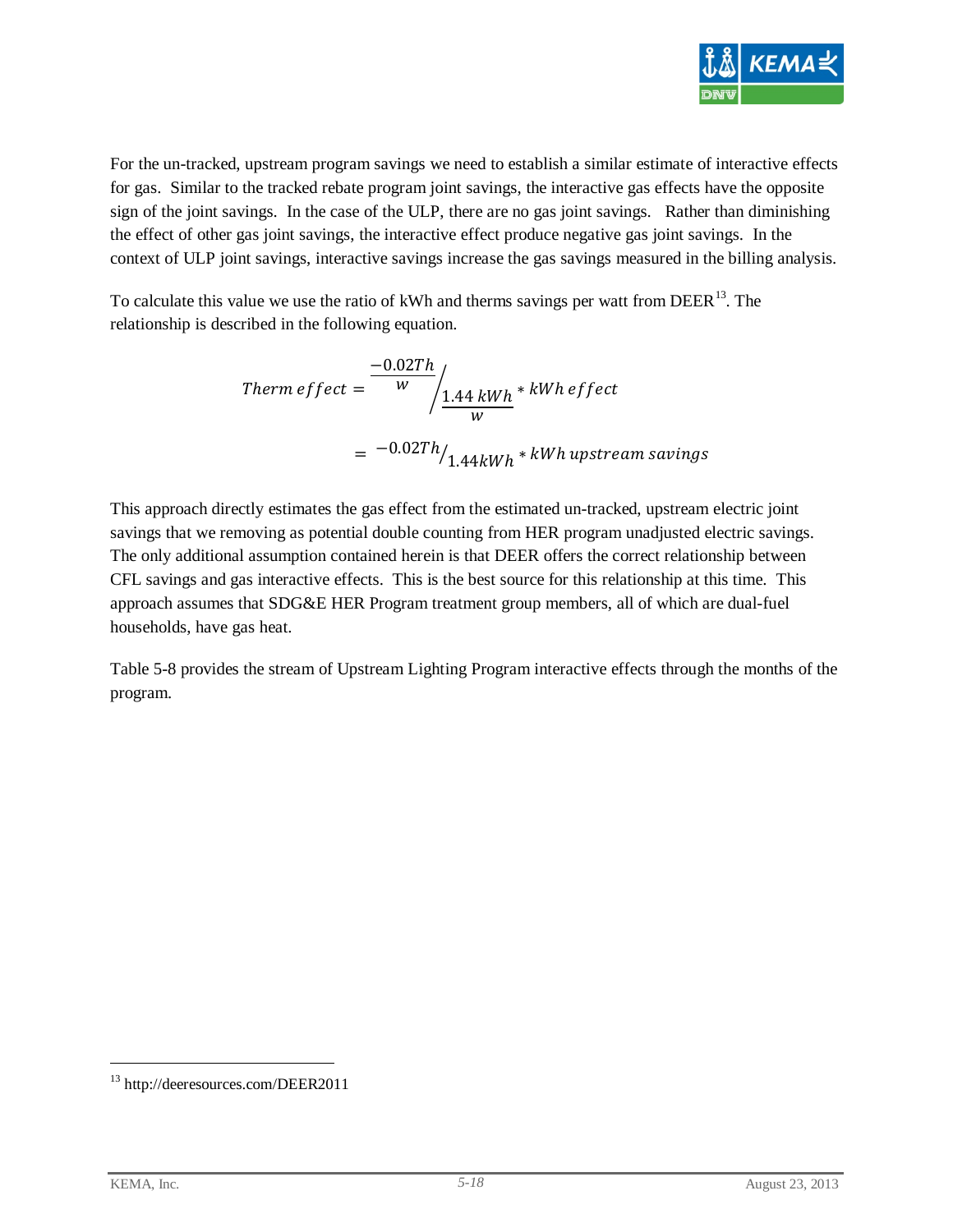For the un-tracked, upstream program savings we need to establish a similar estimate of interactive effects for gas. Similar to the tracked rebate program joint savings, the interactive gas effects have the opposite sign of the joint savings. In the case of the ULP, there are no gas joint savings. Rather than diminishing the effect of other gas joint savings, the interactive effect produce negative gas joint savings. In the context of ULP joint savings, interactive savings increase the gas savings measured in the billing analysis.

To calculate this value we use the ratio of kWh and therms savings per watt from DEER[13]. The relationship is described in the following equation.

$$Therm\ effect = \frac{-0.02Th}{w} \bigg/ \frac{1.44\ kWh}{w} * kWh\ effect$$

$$= {-0.02Th}/{1.44kWh} * kWh\ upstream\ savings$$

This approach directly estimates the gas effect from the estimated un-tracked, upstream electric joint savings that we removing as potential double counting from HER program unadjusted electric savings. The only additional assumption contained herein is that DEER offers the correct relationship between CFL savings and gas interactive effects. This is the best source for this relationship at this time. This approach assumes that SDG&E HER Program treatment group members, all of which are dual-fuel households, have gas heat.

Table 5-8 provides the stream of Upstream Lighting Program interactive effects through the months of the program.

---

[13] http://deeresources.com/DEER2011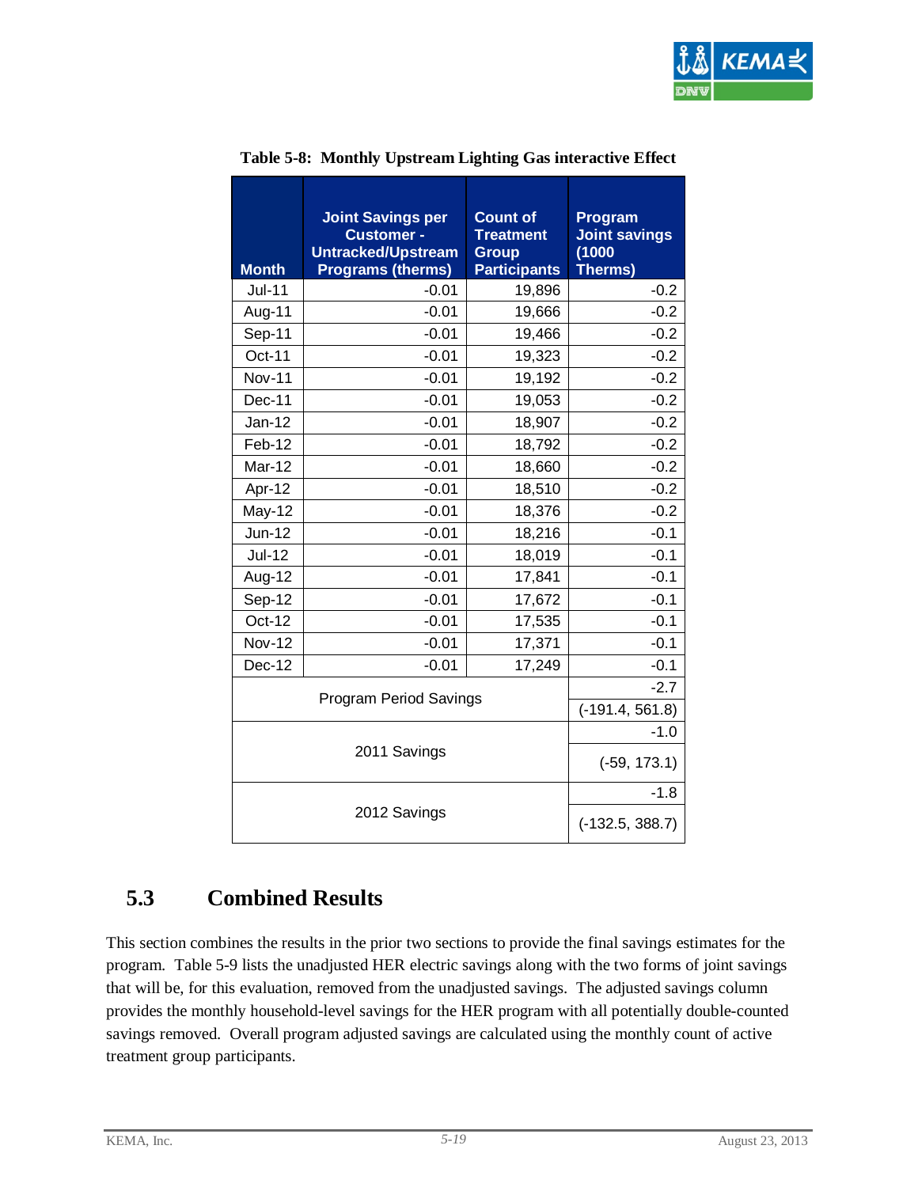**Table 5-8: Monthly Upstream Lighting Gas interactive Effect**

| Month | Joint Savings per Customer - Untracked/Upstream Programs (therms) | Count of Treatment Group Participants | Program Joint savings (1000 Therms) |
|---|---|---|---|
| Jul-11 | -0.01 | 19,896 | -0.2 |
| Aug-11 | -0.01 | 19,666 | -0.2 |
| Sep-11 | -0.01 | 19,466 | -0.2 |
| Oct-11 | -0.01 | 19,323 | -0.2 |
| Nov-11 | -0.01 | 19,192 | -0.2 |
| Dec-11 | -0.01 | 19,053 | -0.2 |
| Jan-12 | -0.01 | 18,907 | -0.2 |
| Feb-12 | -0.01 | 18,792 | -0.2 |
| Mar-12 | -0.01 | 18,660 | -0.2 |
| Apr-12 | -0.01 | 18,510 | -0.2 |
| May-12 | -0.01 | 18,376 | -0.2 |
| Jun-12 | -0.01 | 18,216 | -0.1 |
| Jul-12 | -0.01 | 18,019 | -0.1 |
| Aug-12 | -0.01 | 17,841 | -0.1 |
| Sep-12 | -0.01 | 17,672 | -0.1 |
| Oct-12 | -0.01 | 17,535 | -0.1 |
| Nov-12 | -0.01 | 17,371 | -0.1 |
| Dec-12 | -0.01 | 17,249 | -0.1 |
| Program Period Savings | | | -2.7 |
| | | | (-191.4, 561.8) |
| 2011 Savings | | | -1.0 |
| | | | (-59, 173.1) |
| 2012 Savings | | | -1.8 |
| | | | (-132.5, 388.7) |

## 5.3 Combined Results

This section combines the results in the prior two sections to provide the final savings estimates for the program. Table 5-9 lists the unadjusted HER electric savings along with the two forms of joint savings that will be, for this evaluation, removed from the unadjusted savings. The adjusted savings column provides the monthly household-level savings for the HER program with all potentially double-counted savings removed. Overall program adjusted savings are calculated using the monthly count of active treatment group participants.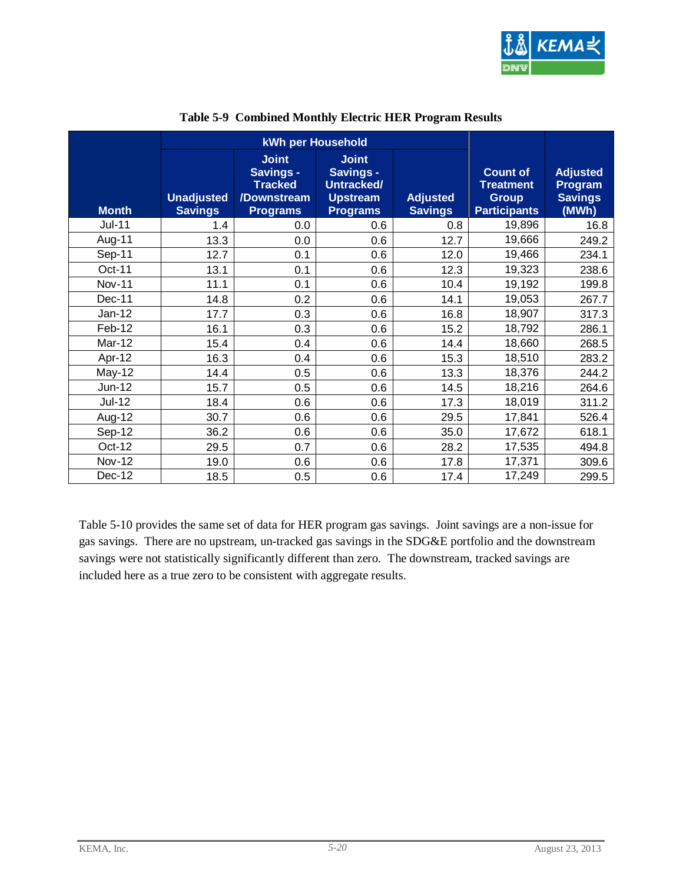**Table 5-9 Combined Monthly Electric HER Program Results**

| Month | kWh per Household | | | | Count of Treatment Group Participants | Adjusted Program Savings (MWh) |
|---|---|---|---|---|---|---|
| | Unadjusted Savings | Joint Savings - Tracked /Downstream Programs | Joint Savings - Untracked/ Upstream Programs | Adjusted Savings | | |
| Jul-11 | 1.4 | 0.0 | 0.6 | 0.8 | 19,896 | 16.8 |
| Aug-11 | 13.3 | 0.0 | 0.6 | 12.7 | 19,666 | 249.2 |
| Sep-11 | 12.7 | 0.1 | 0.6 | 12.0 | 19,466 | 234.1 |
| Oct-11 | 13.1 | 0.1 | 0.6 | 12.3 | 19,323 | 238.6 |
| Nov-11 | 11.1 | 0.1 | 0.6 | 10.4 | 19,192 | 199.8 |
| Dec-11 | 14.8 | 0.2 | 0.6 | 14.1 | 19,053 | 267.7 |
| Jan-12 | 17.7 | 0.3 | 0.6 | 16.8 | 18,907 | 317.3 |
| Feb-12 | 16.1 | 0.3 | 0.6 | 15.2 | 18,792 | 286.1 |
| Mar-12 | 15.4 | 0.4 | 0.6 | 14.4 | 18,660 | 268.5 |
| Apr-12 | 16.3 | 0.4 | 0.6 | 15.3 | 18,510 | 283.2 |
| May-12 | 14.4 | 0.5 | 0.6 | 13.3 | 18,376 | 244.2 |
| Jun-12 | 15.7 | 0.5 | 0.6 | 14.5 | 18,216 | 264.6 |
| Jul-12 | 18.4 | 0.6 | 0.6 | 17.3 | 18,019 | 311.2 |
| Aug-12 | 30.7 | 0.6 | 0.6 | 29.5 | 17,841 | 526.4 |
| Sep-12 | 36.2 | 0.6 | 0.6 | 35.0 | 17,672 | 618.1 |
| Oct-12 | 29.5 | 0.7 | 0.6 | 28.2 | 17,535 | 494.8 |
| Nov-12 | 19.0 | 0.6 | 0.6 | 17.8 | 17,371 | 309.6 |
| Dec-12 | 18.5 | 0.5 | 0.6 | 17.4 | 17,249 | 299.5 |

Table 5-10 provides the same set of data for HER program gas savings. Joint savings are a non-issue for gas savings. There are no upstream, un-tracked gas savings in the SDG&E portfolio and the downstream savings were not statistically significantly different than zero. The downstream, tracked savings are included here as a true zero to be consistent with aggregate results.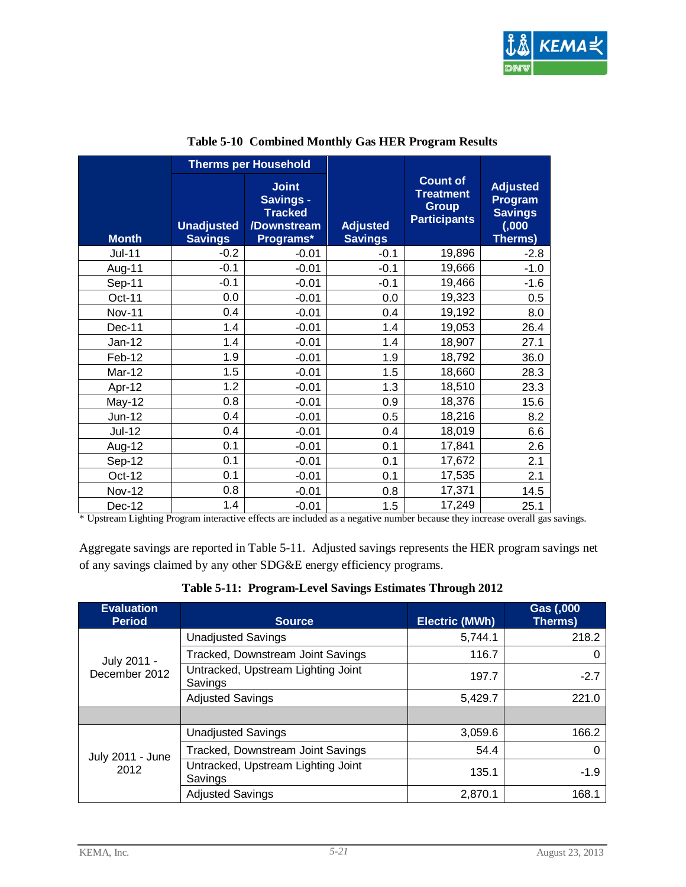**Table 5-10 Combined Monthly Gas HER Program Results**

| Month | Therms per Household | | | Count of Treatment Group Participants | Adjusted Program Savings (,000 Therms) |
|---|---|---|---|---|---|
| | Unadjusted Savings | Joint Savings - Tracked /Downstream Programs* | Adjusted Savings | | |
| Jul-11 | -0.2 | -0.01 | -0.1 | 19,896 | -2.8 |
| Aug-11 | -0.1 | -0.01 | -0.1 | 19,666 | -1.0 |
| Sep-11 | -0.1 | -0.01 | -0.1 | 19,466 | -1.6 |
| Oct-11 | 0.0 | -0.01 | 0.0 | 19,323 | 0.5 |
| Nov-11 | 0.4 | -0.01 | 0.4 | 19,192 | 8.0 |
| Dec-11 | 1.4 | -0.01 | 1.4 | 19,053 | 26.4 |
| Jan-12 | 1.4 | -0.01 | 1.4 | 18,907 | 27.1 |
| Feb-12 | 1.9 | -0.01 | 1.9 | 18,792 | 36.0 |
| Mar-12 | 1.5 | -0.01 | 1.5 | 18,660 | 28.3 |
| Apr-12 | 1.2 | -0.01 | 1.3 | 18,510 | 23.3 |
| May-12 | 0.8 | -0.01 | 0.9 | 18,376 | 15.6 |
| Jun-12 | 0.4 | -0.01 | 0.5 | 18,216 | 8.2 |
| Jul-12 | 0.4 | -0.01 | 0.4 | 18,019 | 6.6 |
| Aug-12 | 0.1 | -0.01 | 0.1 | 17,841 | 2.6 |
| Sep-12 | 0.1 | -0.01 | 0.1 | 17,672 | 2.1 |
| Oct-12 | 0.1 | -0.01 | 0.1 | 17,535 | 2.1 |
| Nov-12 | 0.8 | -0.01 | 0.8 | 17,371 | 14.5 |
| Dec-12 | 1.4 | -0.01 | 1.5 | 17,249 | 25.1 |

\* Upstream Lighting Program interactive effects are included as a negative number because they increase overall gas savings.

Aggregate savings are reported in Table 5-11. Adjusted savings represents the HER program savings net of any savings claimed by any other SDG&E energy efficiency programs.

**Table 5-11: Program-Level Savings Estimates Through 2012**

| Evaluation Period | Source | Electric (MWh) | Gas (,000 Therms) |
|---|---|---|---|
| July 2011 - December 2012 | Unadjusted Savings | 5,744.1 | 218.2 |
| | Tracked, Downstream Joint Savings | 116.7 | 0 |
| | Untracked, Upstream Lighting Joint Savings | 197.7 | -2.7 |
| | Adjusted Savings | 5,429.7 | 221.0 |
| | | | |
| July 2011 - June 2012 | Unadjusted Savings | 3,059.6 | 166.2 |
| | Tracked, Downstream Joint Savings | 54.4 | 0 |
| | Untracked, Upstream Lighting Joint Savings | 135.1 | -1.9 |
| | Adjusted Savings | 2,870.1 | 168.1 |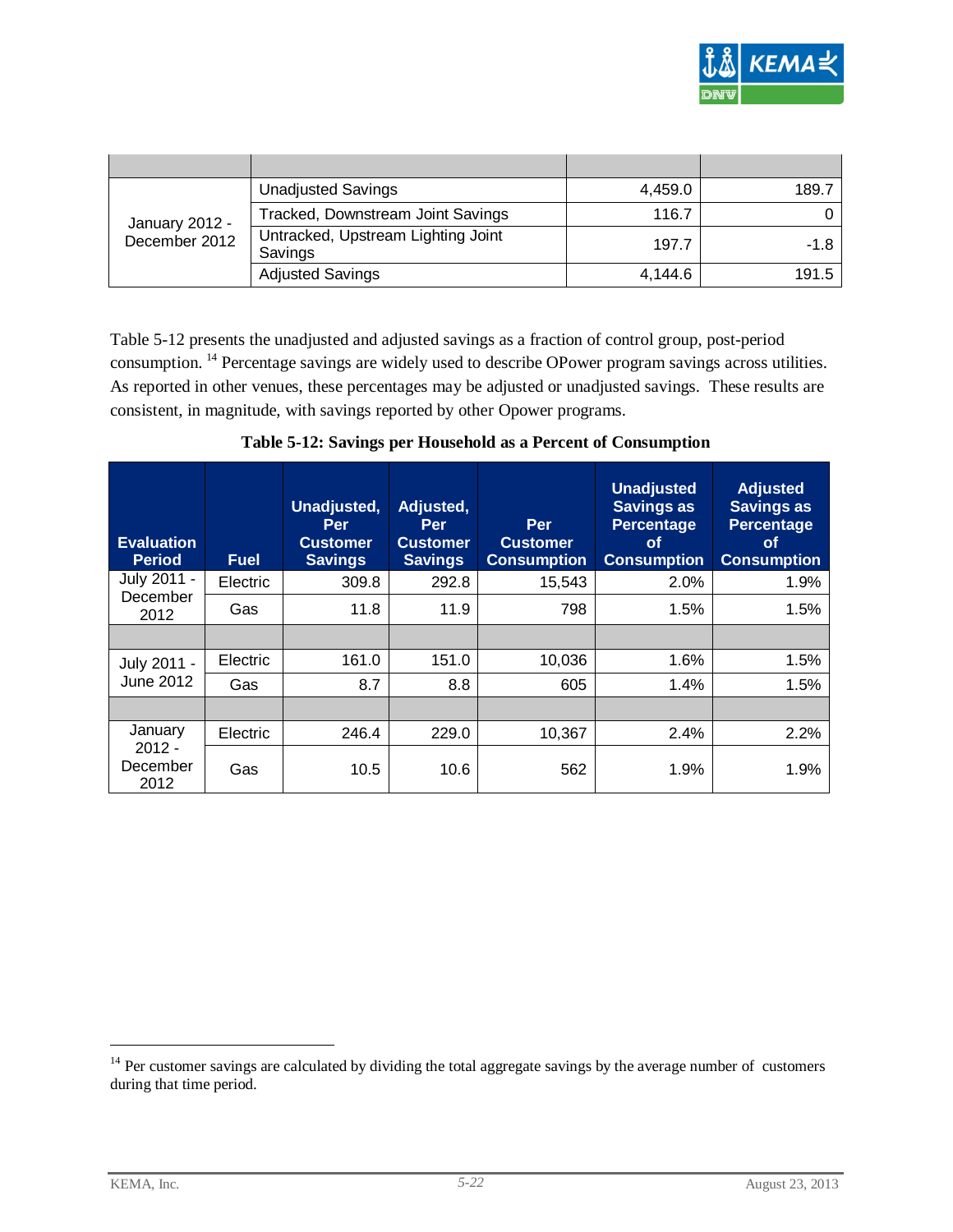| | | | |
|---|---|---|---|
| January 2012 - December 2012 | Unadjusted Savings | 4,459.0 | 189.7 |
| | Tracked, Downstream Joint Savings | 116.7 | 0 |
| | Untracked, Upstream Lighting Joint Savings | 197.7 | -1.8 |
| | Adjusted Savings | 4,144.6 | 191.5 |

Table 5-12 presents the unadjusted and adjusted savings as a fraction of control group, post-period consumption. [14] Percentage savings are widely used to describe OPower program savings across utilities. As reported in other venues, these percentages may be adjusted or unadjusted savings. These results are consistent, in magnitude, with savings reported by other Opower programs.

**Table 5-12: Savings per Household as a Percent of Consumption**

| Evaluation Period | Fuel | Unadjusted, Per Customer Savings | Adjusted, Per Customer Savings | Per Customer Consumption | Unadjusted Savings as Percentage of Consumption | Adjusted Savings as Percentage of Consumption |
|---|---|---|---|---|---|---|
| July 2011 - December 2012 | Electric | 309.8 | 292.8 | 15,543 | 2.0% | 1.9% |
| | Gas | 11.8 | 11.9 | 798 | 1.5% | 1.5% |
| | | | | | | |
| July 2011 - June 2012 | Electric | 161.0 | 151.0 | 10,036 | 1.6% | 1.5% |
| | Gas | 8.7 | 8.8 | 605 | 1.4% | 1.5% |
| | | | | | | |
| January 2012 - December 2012 | Electric | 246.4 | 229.0 | 10,367 | 2.4% | 2.2% |
| | Gas | 10.5 | 10.6 | 562 | 1.9% | 1.9% |

[14] Per customer savings are calculated by dividing the total aggregate savings by the average number of customers during that time period.